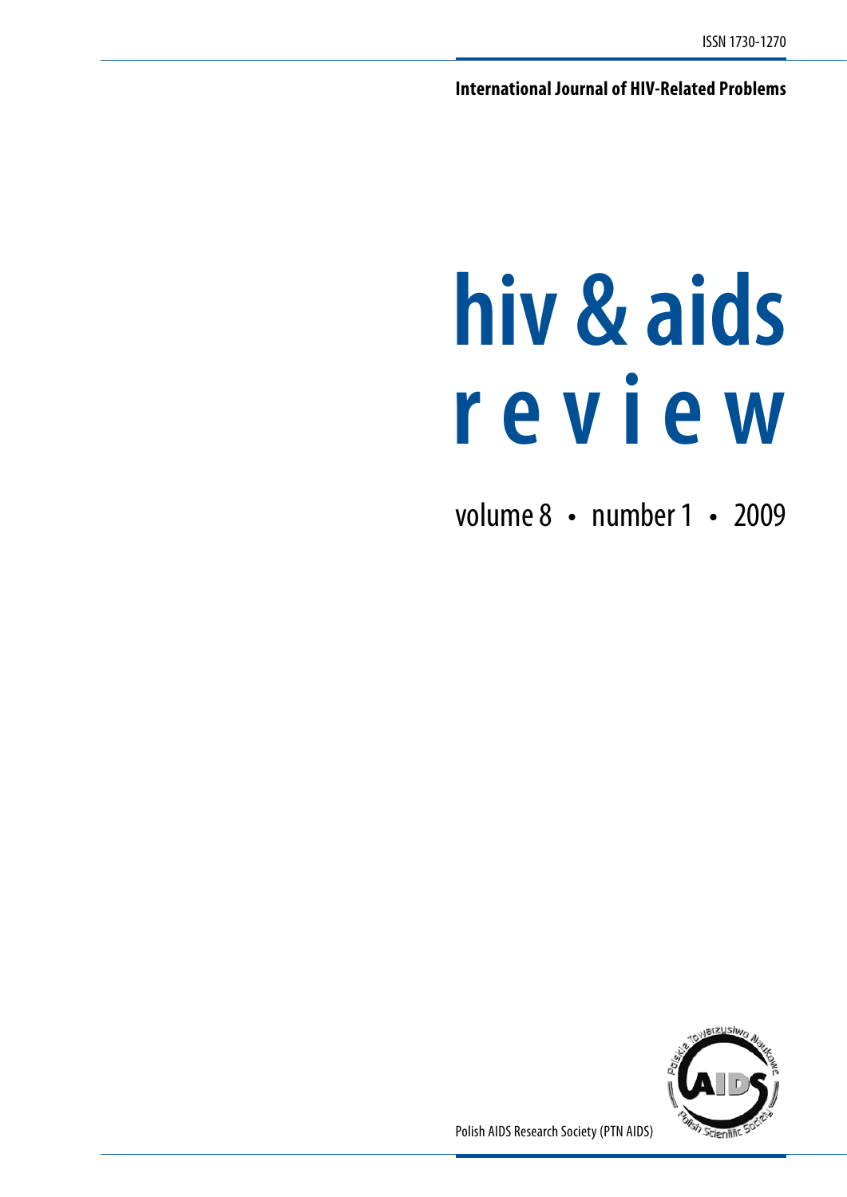ISSN 1730-1270

**International Journal of HIV-Related Problems**

# hiv & aids review

volume 8 • number 1 • 2009

Polish AIDS Research Society (PTN AIDS)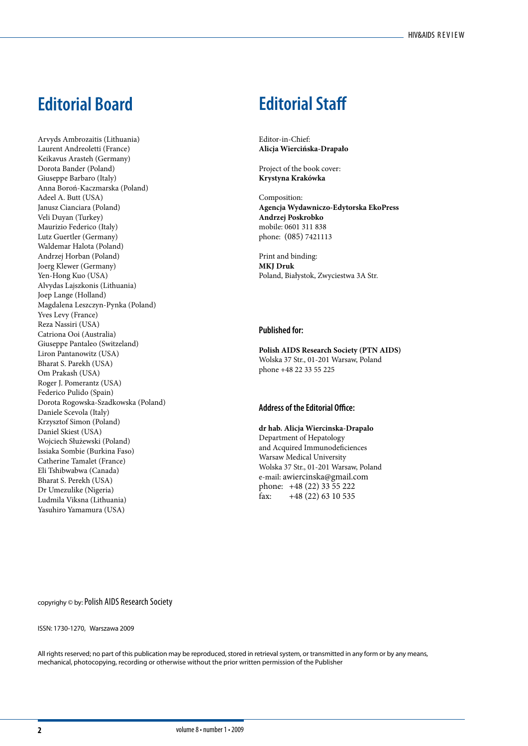## Editorial Board

Arvyds Ambrozaitis (Lithuania)
Laurent Andreoletti (France)
Keikavus Arasteh (Germany)
Dorota Bander (Poland)
Giuseppe Barbaro (Italy)
Anna Boroń-Kaczmarska (Poland)
Adeel A. Butt (USA)
Janusz Cianciara (Poland)
Veli Duyan (Turkey)
Maurizio Federico (Italy)
Lutz Guertler (Germany)
Waldemar Halota (Poland)
Andrzej Horban (Poland)
Joerg Klewer (Germany)
Yen-Hong Kuo (USA)
Alvydas Lajszkonis (Lithuania)
Joep Lange (Holland)
Magdalena Leszczyn-Pynka (Poland)
Yves Levy (France)
Reza Nassiri (USA)
Catriona Ooi (Australia)
Giuseppe Pantaleo (Switzeland)
Liron Pantanowitz (USA)
Bharat S. Parekh (USA)
Om Prakash (USA)
Roger J. Pomerantz (USA)
Federico Pulido (Spain)
Dorota Rogowska-Szadkowska (Poland)
Daniele Scevola (Italy)
Krzysztof Simon (Poland)
Daniel Skiest (USA)
Wojciech Służewski (Poland)
Issiaka Sombie (Burkina Faso)
Catherine Tamalet (France)
Eli Tshibwabwa (Canada)
Bharat S. Perekh (USA)
Dr Umezulike (Nigeria)
Ludmila Viksna (Lithuania)
Yasuhiro Yamamura (USA)

## Editorial Staff

Editor-in-Chief:
**Alicja Wiercińska-Drapało**

Project of the book cover:
**Krystyna Krakówka**

Composition:
**Agencja Wydawniczo-Edytorska EkoPress**
**Andrzej Poskrobko**
mobile: 0601 311 838
phone: (085) 7421113

Print and binding:
**MKJ Druk**
Poland, Białystok, Zwyciestwa 3A Str.

### Published for:

**Polish AIDS Research Society (PTN AIDS)**
Wolska 37 Str., 01-201 Warsaw, Poland
phone +48 22 33 55 225

### Address of the Editorial Office:

**dr hab. Alicja Wiercinska-Drapalo**
Department of Hepatology
and Acquired Immunodeficiences
Warsaw Medical University
Wolska 37 Str., 01-201 Warsaw, Poland
e-mail: awiercinska@gmail.com
phone: +48 (22) 33 55 222
fax: +48 (22) 63 10 535

copyrighy © by: Polish AIDS Research Society

ISSN: 1730-1270, Warszawa 2009

All rights reserved; no part of this publication may be reproduced, stored in retrieval system, or transmitted in any form or by any means, mechanical, photocopying, recording or otherwise without the prior written permission of the Publisher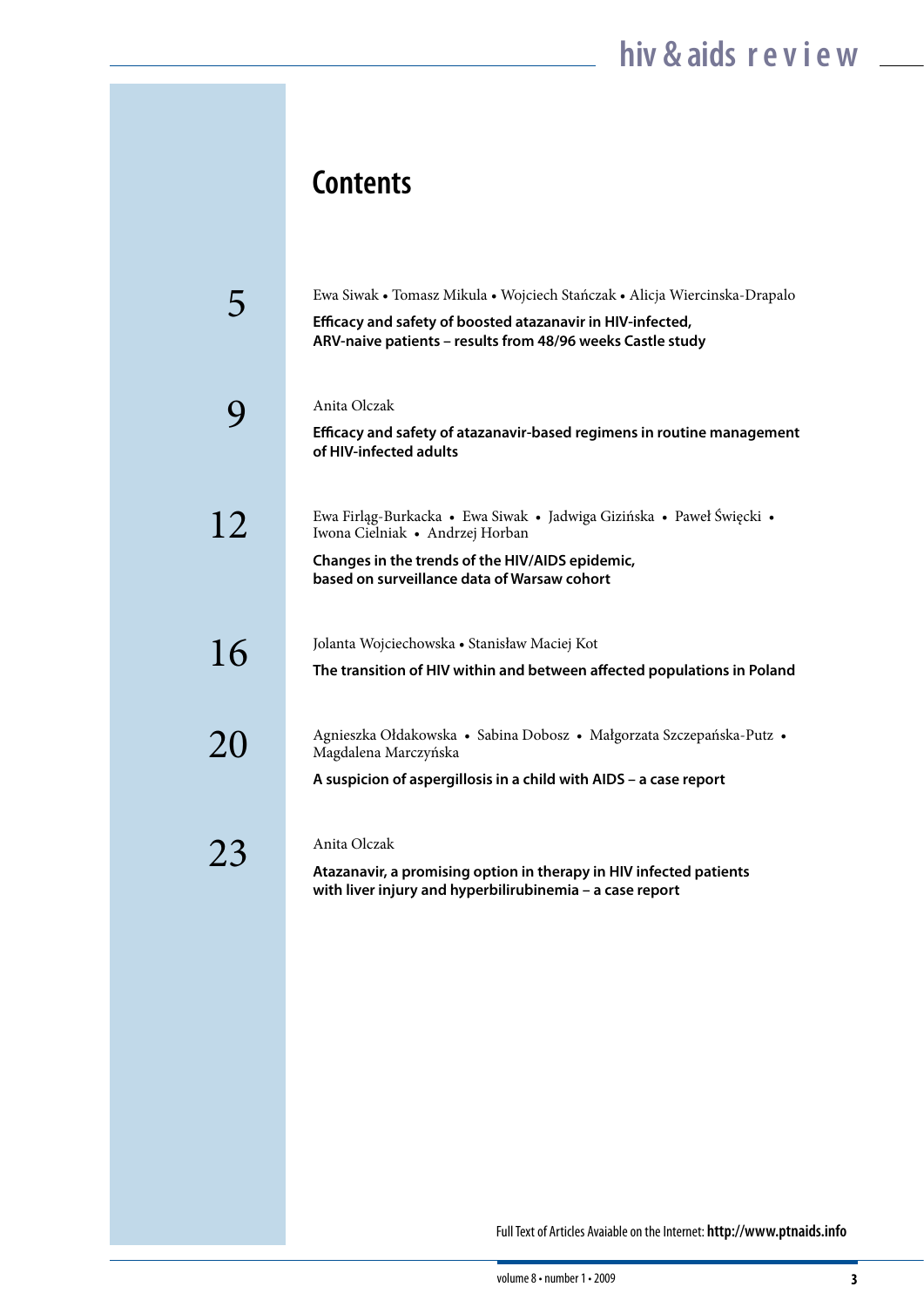# Contents

5 — Ewa Siwak • Tomasz Mikula • Wojciech Stańczak • Alicja Wiercinska-Drapalo

**Efficacy and safety of boosted atazanavir in HIV-infected, ARV-naive patients – results from 48/96 weeks Castle study**

9 — Anita Olczak

**Efficacy and safety of atazanavir-based regimens in routine management of HIV-infected adults**

12 — Ewa Firląg-Burkacka • Ewa Siwak • Jadwiga Gizińska • Paweł Święcki • Iwona Cielniak • Andrzej Horban

**Changes in the trends of the HIV/AIDS epidemic, based on surveillance data of Warsaw cohort**

16 — Jolanta Wojciechowska • Stanisław Maciej Kot

**The transition of HIV within and between affected populations in Poland**

20 — Agnieszka Ołdakowska • Sabina Dobosz • Małgorzata Szczepańska-Putz • Magdalena Marczyńska

**A suspicion of aspergillosis in a child with AIDS – a case report**

23 — Anita Olczak

**Atazanavir, a promising option in therapy in HIV infected patients with liver injury and hyperbilirubinemia – a case report**

Full Text of Articles Avaiable on the Internet: **http://www.ptnaids.info**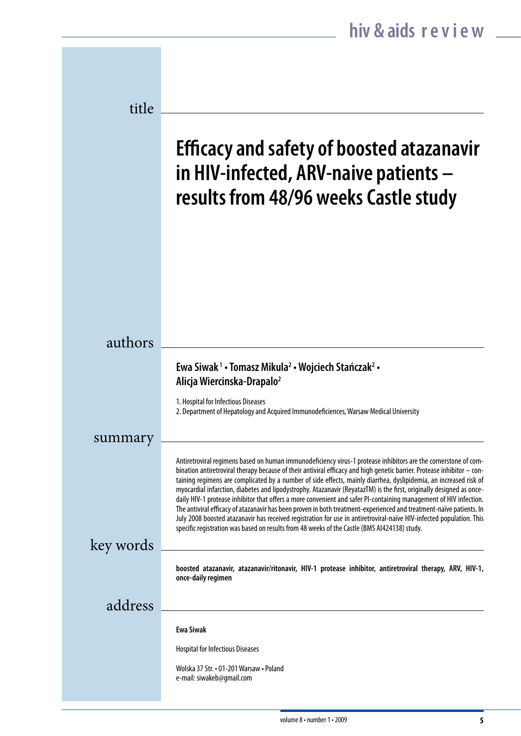## title

# Efficacy and safety of boosted atazanavir in HIV-infected, ARV-naive patients – results from 48/96 weeks Castle study

## authors

**Ewa Siwak [1] • Tomasz Mikula [2] • Wojciech Stańczak [2] • Alicja Wiercinska-Drapalo [2]**

1. Hospital for Infectious Diseases
2. Department of Hepatology and Acquired Immunodeficiences, Warsaw Medical University

## summary

Antiretroviral regimens based on human immunodeficiency virus-1 protease inhibitors are the cornerstone of combination antiretroviral therapy because of their antiviral efficacy and high genetic barrier. Protease inhibitor – containing regimens are complicated by a number of side effects, mainly diarrhea, dyslipidemia, an increased risk of myocardial infarction, diabetes and lipodystrophy. Atazanavir (ReyatazTM) is the first, originally designed as once-daily HIV-1 protease inhibitor that offers a more convenient and safer PI-containing management of HIV infection. The antiviral efficacy of atazanavir has been proven in both treatment-experienced and treatment-naïve patients. In July 2008 boosted atazanavir has received registration for use in antiretroviral-naïve HIV-infected population. This specific registration was based on results from 48 weeks of the Castle (BMS AI424138) study.

## key words

**boosted atazanavir, atazanavir/ritonavir, HIV-1 protease inhibitor, antiretroviral therapy, ARV, HIV-1, once-daily regimen**

## address

**Ewa Siwak**

Hospital for Infectious Diseases

Wolska 37 Str. • 01-201 Warsaw • Poland
e-mail: siwakeb@gmail.com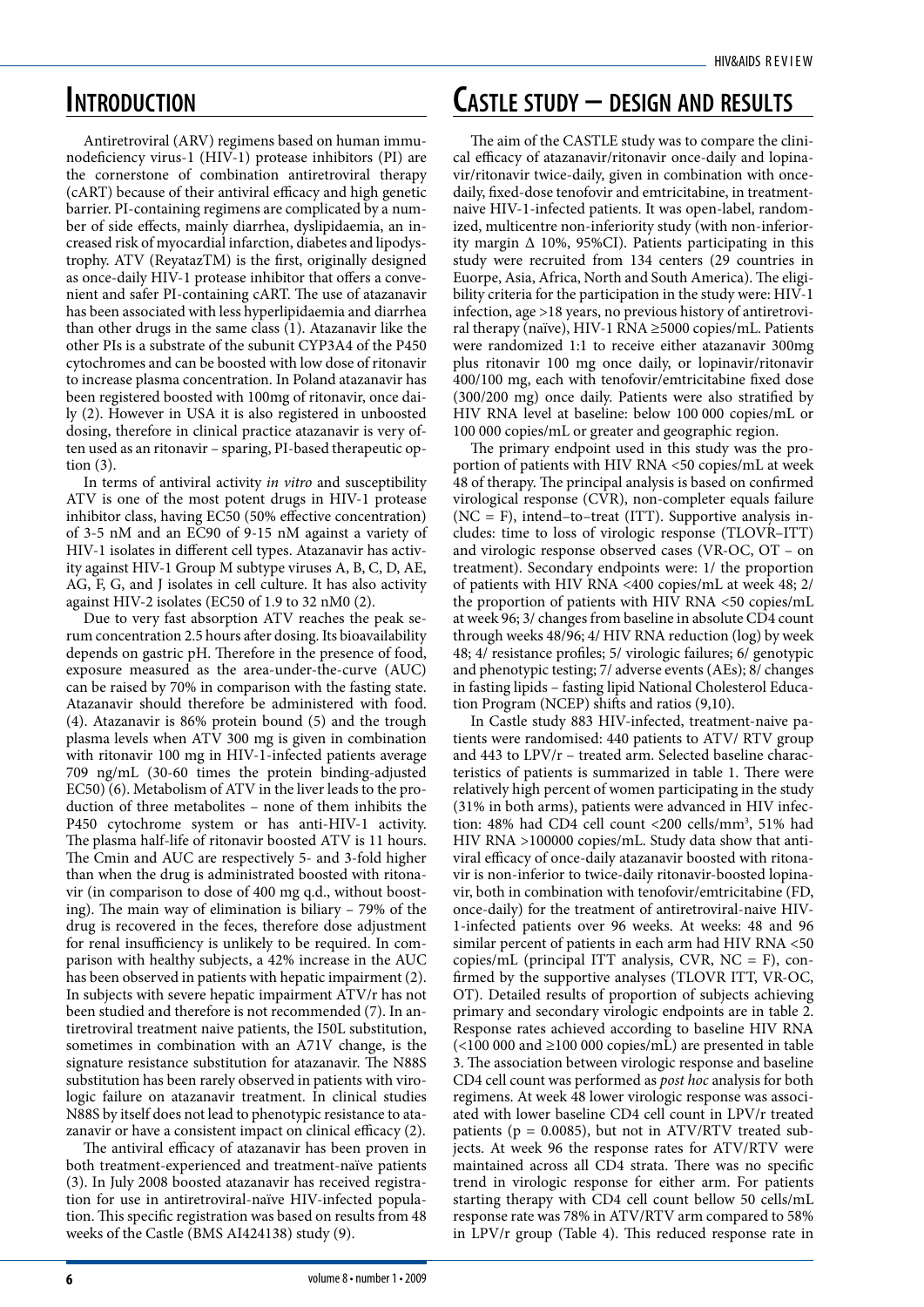# Introduction

Antiretroviral (ARV) regimens based on human immunodeficiency virus-1 (HIV-1) protease inhibitors (PI) are the cornerstone of combination antiretroviral therapy (cART) because of their antiviral efficacy and high genetic barrier. PI-containing regimens are complicated by a number of side effects, mainly diarrhea, dyslipidaemia, an increased risk of myocardial infarction, diabetes and lipodystrophy. ATV (ReyatazTM) is the first, originally designed as once-daily HIV-1 protease inhibitor that offers a convenient and safer PI-containing cART. The use of atazanavir has been associated with less hyperlipidaemia and diarrhea than other drugs in the same class (1). Atazanavir like the other PIs is a substrate of the subunit CYP3A4 of the P450 cytochromes and can be boosted with low dose of ritonavir to increase plasma concentration. In Poland atazanavir has been registered boosted with 100mg of ritonavir, once daily (2). However in USA it is also registered in unboosted dosing, therefore in clinical practice atazanavir is very often used as an ritonavir – sparing, PI-based therapeutic option (3).

In terms of antiviral activity *in vitro* and susceptibility ATV is one of the most potent drugs in HIV-1 protease inhibitor class, having EC50 (50% effective concentration) of 3-5 nM and an EC90 of 9-15 nM against a variety of HIV-1 isolates in different cell types. Atazanavir has activity against HIV-1 Group M subtype viruses A, B, C, D, AE, AG, F, G, and J isolates in cell culture. It has also activity against HIV-2 isolates (EC50 of 1.9 to 32 nM0 (2).

Due to very fast absorption ATV reaches the peak serum concentration 2.5 hours after dosing. Its bioavailability depends on gastric pH. Therefore in the presence of food, exposure measured as the area-under-the-curve (AUC) can be raised by 70% in comparison with the fasting state. Atazanavir should therefore be administered with food. (4). Atazanavir is 86% protein bound (5) and the trough plasma levels when ATV 300 mg is given in combination with ritonavir 100 mg in HIV-1-infected patients average 709 ng/mL (30-60 times the protein binding-adjusted EC50) (6). Metabolism of ATV in the liver leads to the production of three metabolites – none of them inhibits the P450 cytochrome system or has anti-HIV-1 activity. The plasma half-life of ritonavir boosted ATV is 11 hours. The Cmin and AUC are respectively 5- and 3-fold higher than when the drug is administrated boosted with ritonavir (in comparison to dose of 400 mg q.d., without boosting). The main way of elimination is biliary – 79% of the drug is recovered in the feces, therefore dose adjustment for renal insufficiency is unlikely to be required. In comparison with healthy subjects, a 42% increase in the AUC has been observed in patients with hepatic impairment (2). In subjects with severe hepatic impairment ATV/r has not been studied and therefore is not recommended (7). In antiretroviral treatment naive patients, the I50L substitution, sometimes in combination with an A71V change, is the signature resistance substitution for atazanavir. The N88S substitution has been rarely observed in patients with virologic failure on atazanavir treatment. In clinical studies N88S by itself does not lead to phenotypic resistance to atazanavir or have a consistent impact on clinical efficacy (2).

The antiviral efficacy of atazanavir has been proven in both treatment-experienced and treatment-naïve patients (3). In July 2008 boosted atazanavir has received registration for use in antiretroviral-naïve HIV-infected population. This specific registration was based on results from 48 weeks of the Castle (BMS AI424138) study (9).

# Castle study – design and results

The aim of the CASTLE study was to compare the clinical efficacy of atazanavir/ritonavir once-daily and lopinavir/ritonavir twice-daily, given in combination with once-daily, fixed-dose tenofovir and emtricitabine, in treatment-naive HIV-1-infected patients. It was open-label, randomized, multicentre non-inferiority study (with non-inferiority margin Δ 10%, 95%CI). Patients participating in this study were recruited from 134 centers (29 countries in Euorpe, Asia, Africa, North and South America). The eligibility criteria for the participation in the study were: HIV-1 infection, age >18 years, no previous history of antiretroviral therapy (naïve), HIV-1 RNA ≥5000 copies/mL. Patients were randomized 1:1 to receive either atazanavir 300mg plus ritonavir 100 mg once daily, or lopinavir/ritonavir 400/100 mg, each with tenofovir/emtricitabine fixed dose (300/200 mg) once daily. Patients were also stratified by HIV RNA level at baseline: below 100 000 copies/mL or 100 000 copies/mL or greater and geographic region.

The primary endpoint used in this study was the proportion of patients with HIV RNA <50 copies/mL at week 48 of therapy. The principal analysis is based on confirmed virological response (CVR), non-completer equals failure (NC = F), intend–to–treat (ITT). Supportive analysis includes: time to loss of virologic response (TLOVR–ITT) and virologic response observed cases (VR-OC, OT – on treatment). Secondary endpoints were: 1/ the proportion of patients with HIV RNA <400 copies/mL at week 48; 2/ the proportion of patients with HIV RNA <50 copies/mL at week 96; 3/ changes from baseline in absolute CD4 count through weeks 48/96; 4/ HIV RNA reduction (log) by week 48; 4/ resistance profiles; 5/ virologic failures; 6/ genotypic and phenotypic testing; 7/ adverse events (AEs); 8/ changes in fasting lipids – fasting lipid National Cholesterol Education Program (NCEP) shifts and ratios (9,10).

In Castle study 883 HIV-infected, treatment-naive patients were randomised: 440 patients to ATV/ RTV group and 443 to LPV/r – treated arm. Selected baseline characteristics of patients is summarized in table 1. There were relatively high percent of women participating in the study (31% in both arms), patients were advanced in HIV infection: 48% had CD4 cell count <200 cells/mm³, 51% had HIV RNA >100000 copies/mL. Study data show that antiviral efficacy of once-daily atazanavir boosted with ritonavir is non-inferior to twice-daily ritonavir-boosted lopinavir, both in combination with tenofovir/emtricitabine (FD, once-daily) for the treatment of antiretroviral-naive HIV-1-infected patients over 96 weeks. At weeks: 48 and 96 similar percent of patients in each arm had HIV RNA <50 copies/mL (principal ITT analysis, CVR, NC = F), confirmed by the supportive analyses (TLOVR ITT, VR-OC, OT). Detailed results of proportion of subjects achieving primary and secondary virologic endpoints are in table 2. Response rates achieved according to baseline HIV RNA (<100 000 and ≥100 000 copies/mL) are presented in table 3. The association between virologic response and baseline CD4 cell count was performed as *post hoc* analysis for both regimens. At week 48 lower virologic response was associated with lower baseline CD4 cell count in LPV/r treated patients (p = 0.0085), but not in ATV/RTV treated subjects. At week 96 the response rates for ATV/RTV were maintained across all CD4 strata. There was no specific trend in virologic response for either arm. For patients starting therapy with CD4 cell count bellow 50 cells/mL response rate was 78% in ATV/RTV arm compared to 58% in LPV/r group (Table 4). This reduced response rate in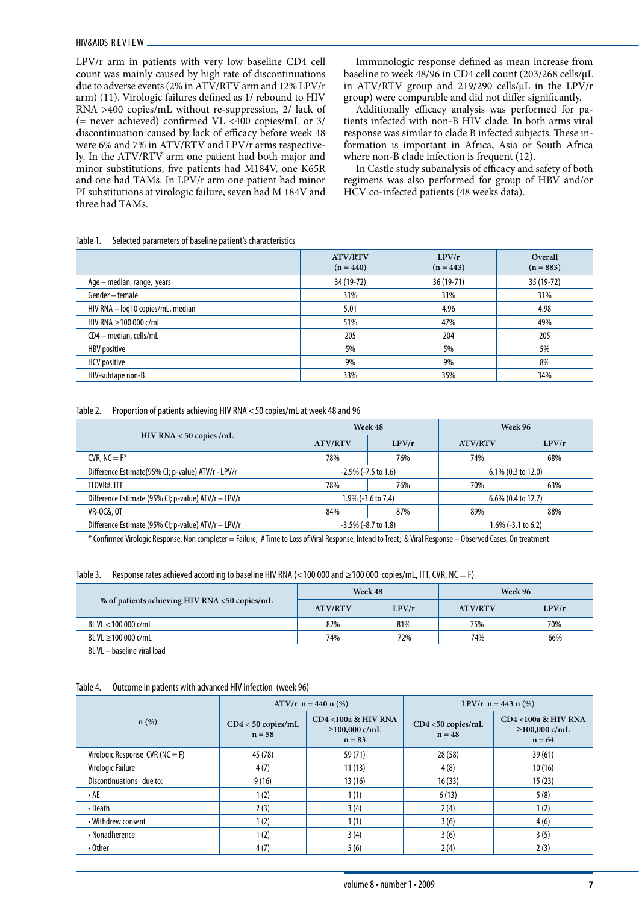LPV/r arm in patients with very low baseline CD4 cell count was mainly caused by high rate of discontinuations due to adverse events (2% in ATV/RTV arm and 12% LPV/r arm) (11). Virologic failures defined as 1/ rebound to HIV RNA >400 copies/mL without re-suppression, 2/ lack of (= never achieved) confirmed VL <400 copies/mL or 3/ discontinuation caused by lack of efficacy before week 48 were 6% and 7% in ATV/RTV and LPV/r arms respectively. In the ATV/RTV arm one patient had both major and minor substitutions, five patients had M184V, one K65R and one had TAMs. In LPV/r arm one patient had minor PI substitutions at virologic failure, seven had M 184V and three had TAMs.

Immunologic response defined as mean increase from baseline to week 48/96 in CD4 cell count (203/268 cells/µL in ATV/RTV group and 219/290 cells/µL in the LPV/r group) were comparable and did not differ significantly.

Additionally efficacy analysis was performed for patients infected with non-B HIV clade. In both arms viral response was similar to clade B infected subjects. These informations is important in Africa, Asia or South Africa where non-B clade infection is frequent (12).

In Castle study subanalysis of efficacy and safety of both regimens was also performed for group of HBV and/or HCV co-infected patients (48 weeks data).

Table 1. Selected parameters of baseline patient's characteristics

| | ATV/RTV (n = 440) | LPV/r (n = 443) | Overall (n = 883) |
|---|---|---|---|
| Age – median, range, years | 34 (19-72) | 36 (19-71) | 35 (19-72) |
| Gender – female | 31% | 31% | 31% |
| HIV RNA – log10 copies/mL, median | 5.01 | 4.96 | 4.98 |
| HIV RNA ≥100 000 c/mL | 51% | 47% | 49% |
| CD4 – median, cells/mL | 205 | 204 | 205 |
| HBV positive | 5% | 5% | 5% |
| HCV positive | 9% | 9% | 8% |
| HIV-subtape non-B | 33% | 35% | 34% |

Table 2. Proportion of patients achieving HIV RNA <50 copies/mL at week 48 and 96

| HIV RNA < 50 copies /mL | Week 48 | | Week 96 | |
|---|---|---|---|---|
| | ATV/RTV | LPV/r | ATV/RTV | LPV/r |
| CVR, NC = F* | 78% | 76% | 74% | 68% |
| Difference Estimate(95% CI; p-value) ATV/r - LPV/r | -2.9% (-7.5 to 1.6) | | 6.1% (0.3 to 12.0) | |
| TLOVR#, ITT | 78% | 76% | 70% | 63% |
| Difference Estimate (95% CI; p-value) ATV/r – LPV/r | 1.9% (-3.6 to 7.4) | | 6.6% (0.4 to 12.7) | |
| VR-OC&, OT | 84% | 87% | 89% | 88% |
| Difference Estimate (95% CI; p-value) ATV/r – LPV/r | -3.5% (-8.7 to 1.8) | | 1.6% (-3.1 to 6.2) | |

* Confirmed Virologic Response, Non completer = Failure; # Time to Loss of Viral Response, Intend to Treat; & Viral Response – Observed Cases, On treatment

Table 3. Response rates achieved according to baseline HIV RNA (<100 000 and ≥100 000 copies/mL, ITT, CVR, NC = F)

| % of patients achieving HIV RNA <50 copies/mL | Week 48 | | Week 96 | |
|---|---|---|---|---|
| | ATV/RTV | LPV/r | ATV/RTV | LPV/r |
| BL VL <100 000 c/mL | 82% | 81% | 75% | 70% |
| BL VL ≥100 000 c/mL | 74% | 72% | 74% | 66% |

BL VL – baseline viral load

Table 4. Outcome in patients with advanced HIV infection (week 96)

| n (%) | ATV/r n = 440 n (%) | | LPV/r n = 443 n (%) | |
|---|---|---|---|---|
| | CD4 < 50 copies/mL n = 58 | CD4 <100a & HIV RNA ≥100,000 c/mL n = 83 | CD4 <50 copies/mL n = 48 | CD4 <100a & HIV RNA ≥100,000 c/mL n = 64 |
| Virologic Response CVR (NC = F) | 45 (78) | 59 (71) | 28 (58) | 39 (61) |
| Virologic Failure | 4 (7) | 11 (13) | 4 (8) | 10 (16) |
| Discontinuations due to: | 9 (16) | 13 (16) | 16 (33) | 15 (23) |
| • AE | 1 (2) | 1 (1) | 6 (13) | 5 (8) |
| • Death | 2 (3) | 3 (4) | 2 (4) | 1 (2) |
| • Withdrew consent | 1 (2) | 1 (1) | 3 (6) | 4 (6) |
| • Nonadherence | 1 (2) | 3 (4) | 3 (6) | 3 (5) |
| • Other | 4 (7) | 5 (6) | 2 (4) | 2 (3) |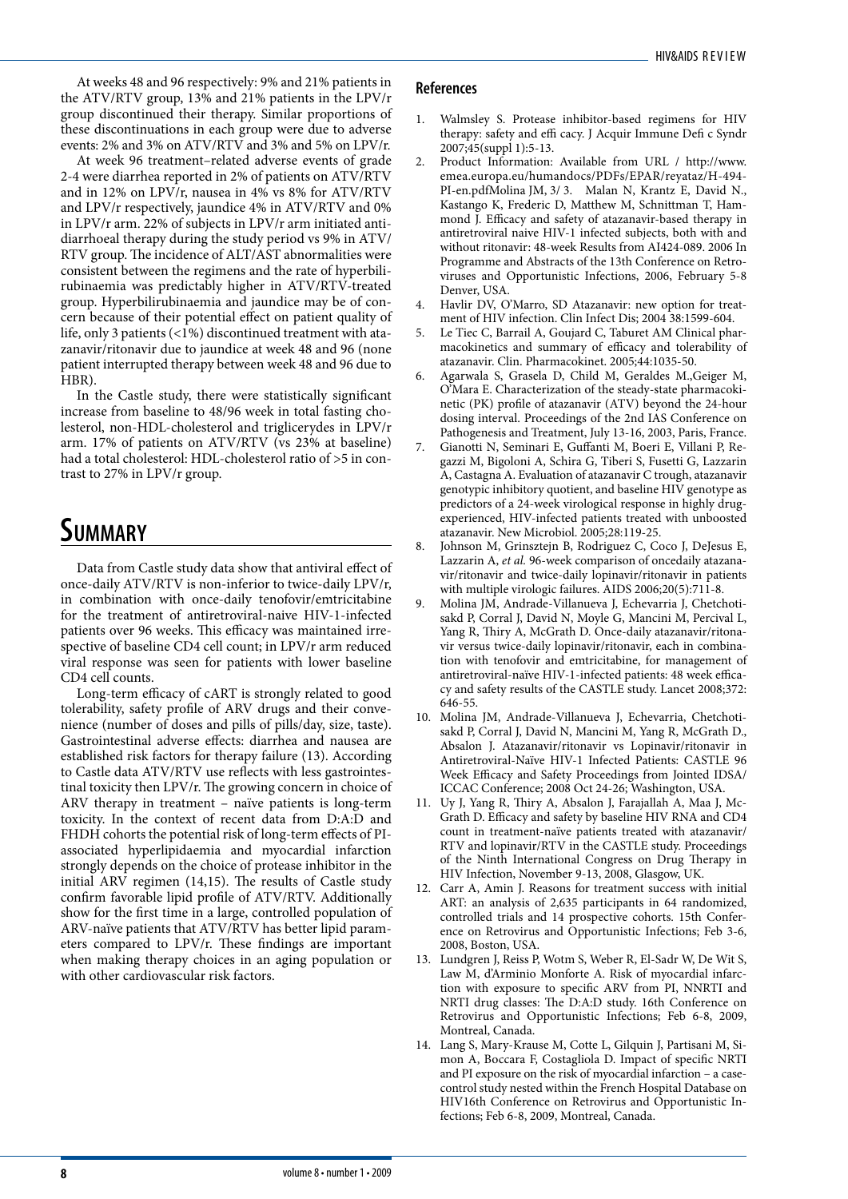At weeks 48 and 96 respectively: 9% and 21% patients in the ATV/RTV group, 13% and 21% patients in the LPV/r group discontinued their therapy. Similar proportions of these discontinuations in each group were due to adverse events: 2% and 3% on ATV/RTV and 3% and 5% on LPV/r.

At week 96 treatment–related adverse events of grade 2-4 were diarrhea reported in 2% of patients on ATV/RTV and in 12% on LPV/r, nausea in 4% vs 8% for ATV/RTV and LPV/r respectively, jaundice 4% in ATV/RTV and 0% in LPV/r arm. 22% of subjects in LPV/r arm initiated antidiarrhoeal therapy during the study period vs 9% in ATV/RTV group. The incidence of ALT/AST abnormalities were consistent between the regimens and the rate of hyperbilirubinaemia was predictably higher in ATV/RTV-treated group. Hyperbilirubinaemia and jaundice may be of concern because of their potential effect on patient quality of life, only 3 patients (<1%) discontinued treatment with atazanavir/ritonavir due to jaundice at week 48 and 96 (none patient interrupted therapy between week 48 and 96 due to HBR).

In the Castle study, there were statistically significant increase from baseline to 48/96 week in total fasting cholesterol, non-HDL-cholesterol and triglicerydes in LPV/r arm. 17% of patients on ATV/RTV (vs 23% at baseline) had a total cholesterol: HDL-cholesterol ratio of >5 in contrast to 27% in LPV/r group.

# Summary

Data from Castle study data show that antiviral effect of once-daily ATV/RTV is non-inferior to twice-daily LPV/r, in combination with once-daily tenofovir/emtricitabine for the treatment of antiretroviral-naive HIV-1-infected patients over 96 weeks. This efficacy was maintained irrespective of baseline CD4 cell count; in LPV/r arm reduced viral response was seen for patients with lower baseline CD4 cell counts.

Long-term efficacy of cART is strongly related to good tolerability, safety profile of ARV drugs and their convenience (number of doses and pills of pills/day, size, taste). Gastrointestinal adverse effects: diarrhea and nausea are established risk factors for therapy failure (13). According to Castle data ATV/RTV use reflects with less gastrointestinal toxicity then LPV/r. The growing concern in choice of ARV therapy in treatment – naïve patients is long-term toxicity. In the context of recent data from D:A:D and FHDH cohorts the potential risk of long-term effects of PI-associated hyperlipidaemia and myocardial infarction strongly depends on the choice of protease inhibitor in the initial ARV regimen (14,15). The results of Castle study confirm favorable lipid profile of ATV/RTV. Additionally show for the first time in a large, controlled population of ARV-naïve patients that ATV/RTV has better lipid parameters compared to LPV/r. These findings are important when making therapy choices in an aging population or with other cardiovascular risk factors.

## References

1. Walmsley S. Protease inhibitor-based regimens for HIV therapy: safety and effi cacy. J Acquir Immune Defi c Syndr 2007;45(suppl 1):5-13.
2. Product Information: Available from URL / http://www.emea.europa.eu/humandocs/PDFs/EPAR/reyataz/H-494-PI-en.pdfMolina JM, 3/ 3. Malan N, Krantz E, David N., Kastango K, Frederic D, Matthew M, Schnittman T, Hammond J. Efficacy and safety of atazanavir-based therapy in antiretroviral naive HIV-1 infected subjects, both with and without ritonavir: 48-week Results from AI424-089. 2006 In Programme and Abstracts of the 13th Conference on Retroviruses and Opportunistic Infections, 2006, February 5-8 Denver, USA.
4. Havlir DV, O'Marro, SD Atazanavir: new option for treatment of HIV infection. Clin Infect Dis; 2004 38:1599-604.
5. Le Tiec C, Barrail A, Goujard C, Taburet AM Clinical pharmacokinetics and summary of efficacy and tolerability of atazanavir. Clin. Pharmacokinet. 2005;44:1035-50.
6. Agarwala S, Grasela D, Child M, Geraldes M.,Geiger M, O'Mara E. Characterization of the steady-state pharmacokinetic (PK) profile of atazanavir (ATV) beyond the 24-hour dosing interval. Proceedings of the 2nd IAS Conference on Pathogenesis and Treatment, July 13-16, 2003, Paris, France.
7. Gianotti N, Seminari E, Guffanti M, Boeri E, Villani P, Regazzi M, Bigoloni A, Schira G, Tiberi S, Fusetti G, Lazzarin A, Castagna A. Evaluation of atazanavir C trough, atazanavir genotypic inhibitory quotient, and baseline HIV genotype as predictors of a 24-week virological response in highly drug-experienced, HIV-infected patients treated with unboosted atazanavir. New Microbiol. 2005;28:119-25.
8. Johnson M, Grinsztejn B, Rodriguez C, Coco J, DeJesus E, Lazzarin A, *et al.* 96-week comparison of oncedaily atazanavir/ritonavir and twice-daily lopinavir/ritonavir in patients with multiple virologic failures. AIDS 2006;20(5):711-8.
9. Molina JM, Andrade-Villanueva J, Echevarria J, Chetchotisakd P, Corral J, David N, Moyle G, Mancini M, Percival L, Yang R, Thiry A, McGrath D. Once-daily atazanavir/ritonavir versus twice-daily lopinavir/ritonavir, each in combination with tenofovir and emtricitabine, for management of antiretroviral-naïve HIV-1-infected patients: 48 week efficacy and safety results of the CASTLE study. Lancet 2008;372: 646-55.
10. Molina JM, Andrade-Villanueva J, Echevarria, Chetchotisakd P, Corral J, David N, Mancini M, Yang R, McGrath D., Absalon J. Atazanavir/ritonavir vs Lopinavir/ritonavir in Antiretroviral-Naïve HIV-1 Infected Patients: CASTLE 96 Week Efficacy and Safety Proceedings from Jointed IDSA/ICCAC Conference; 2008 Oct 24-26; Washington, USA.
11. Uy J, Yang R, Thiry A, Absalon J, Farajallah A, Maa J, McGrath D. Efficacy and safety by baseline HIV RNA and CD4 count in treatment-naïve patients treated with atazanavir/RTV and lopinavir/RTV in the CASTLE study. Proceedings of the Ninth International Congress on Drug Therapy in HIV Infection, November 9-13, 2008, Glasgow, UK.
12. Carr A, Amin J. Reasons for treatment success with initial ART: an analysis of 2,635 participants in 64 randomized, controlled trials and 14 prospective cohorts. 15th Conference on Retrovirus and Opportunistic Infections; Feb 3-6, 2008, Boston, USA.
13. Lundgren J, Reiss P, Wotm S, Weber R, El-Sadr W, De Wit S, Law M, d'Arminio Monforte A. Risk of myocardial infarction with exposure to specific ARV from PI, NNRTI and NRTI drug classes: The D:A:D study. 16th Conference on Retrovirus and Opportunistic Infections; Feb 6-8, 2009, Montreal, Canada.
14. Lang S, Mary-Krause M, Cotte L, Gilquin J, Partisani M, Simon A, Boccara F, Costagliola D. Impact of specific NRTI and PI exposure on the risk of myocardial infarction – a case-control study nested within the French Hospital Database on HIV16th Conference on Retrovirus and Opportunistic Infections; Feb 6-8, 2009, Montreal, Canada.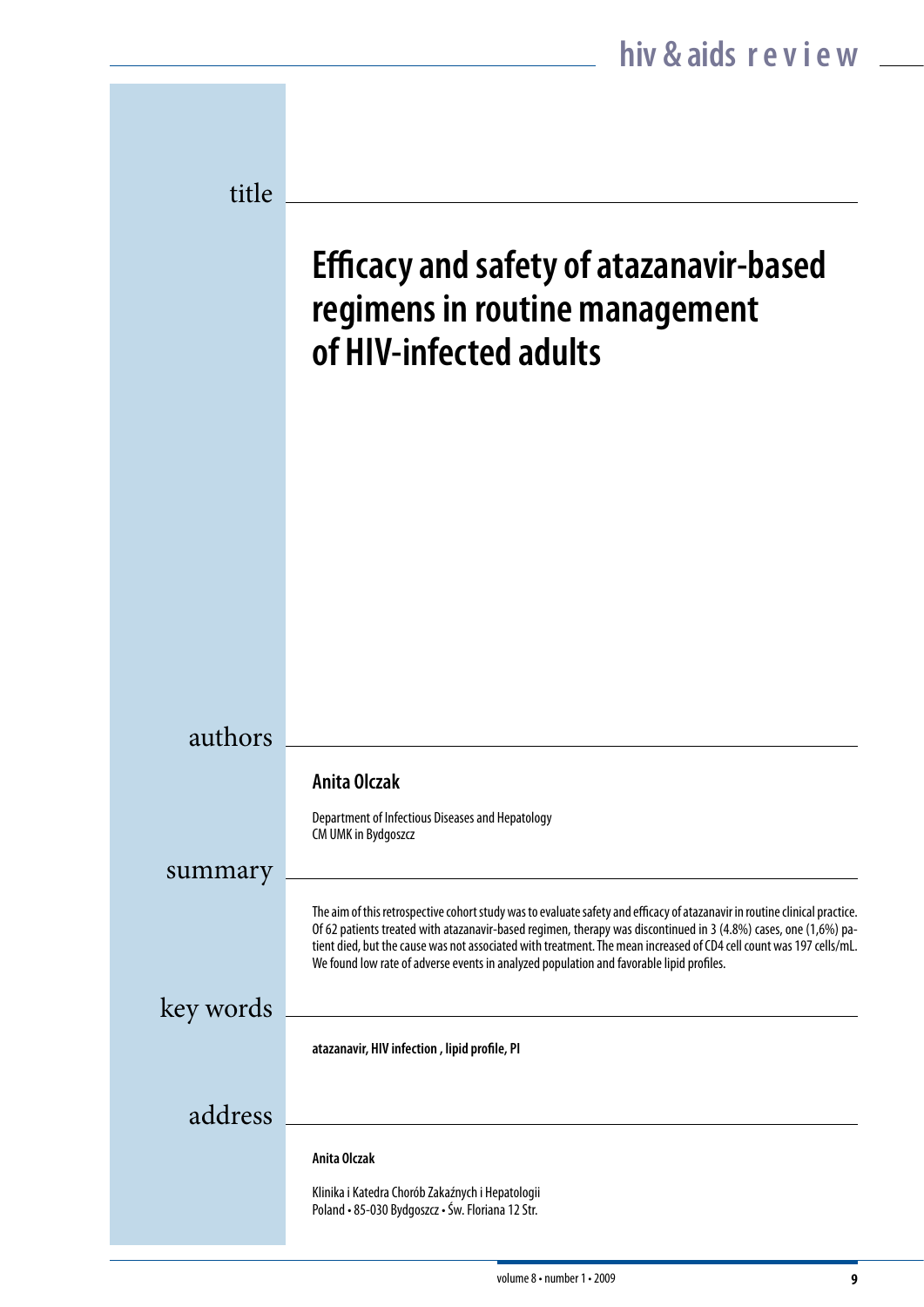## title

# Efficacy and safety of atazanavir-based regimens in routine management of HIV-infected adults

## authors

**Anita Olczak**

Department of Infectious Diseases and Hepatology
CM UMK in Bydgoszcz

## summary

The aim of this retrospective cohort study was to evaluate safety and efficacy of atazanavir in routine clinical practice. Of 62 patients treated with atazanavir-based regimen, therapy was discontinued in 3 (4.8%) cases, one (1,6%) patient died, but the cause was not associated with treatment. The mean increased of CD4 cell count was 197 cells/mL. We found low rate of adverse events in analyzed population and favorable lipid profiles.

## key words

**atazanavir, HIV infection , lipid profile, PI**

## address

**Anita Olczak**

Klinika i Katedra Chorób Zakaźnych i Hepatologii
Poland • 85-030 Bydgoszcz • Św. Floriana 12 Str.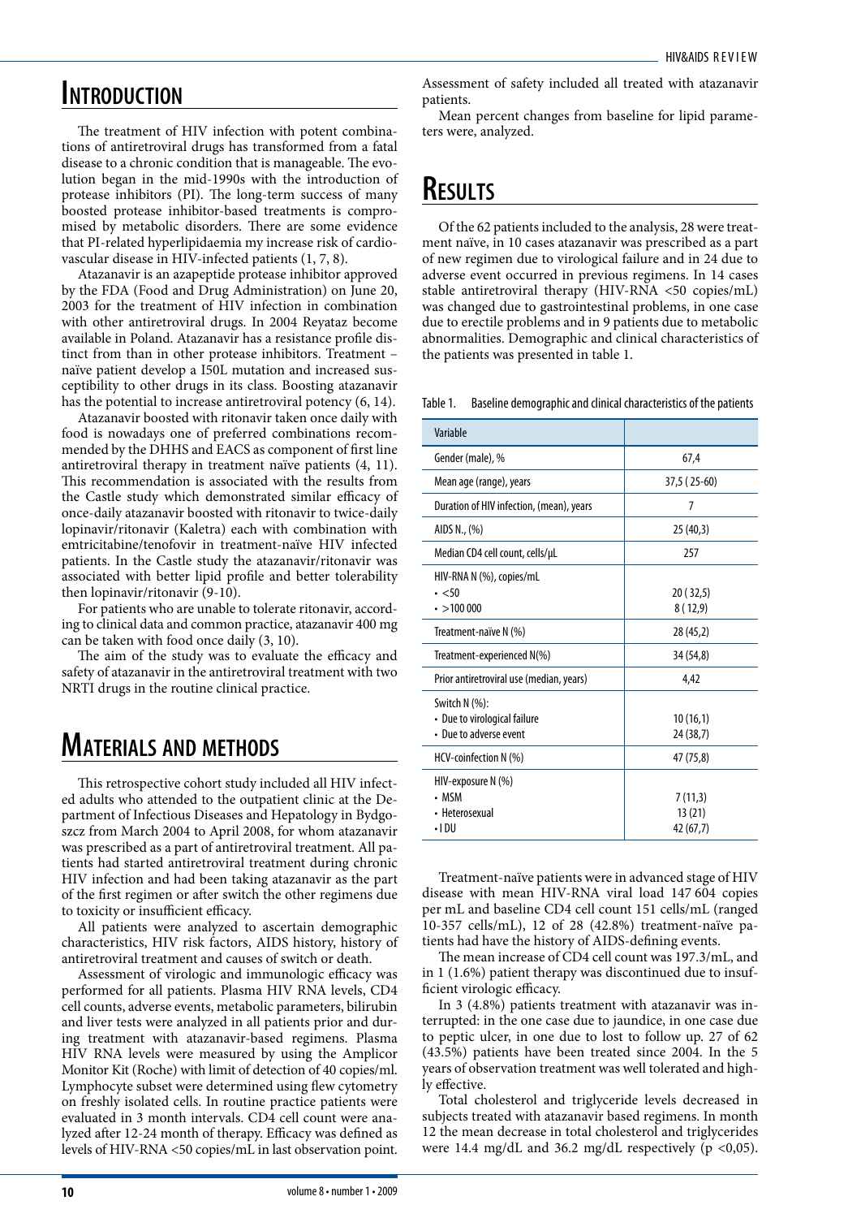## Introduction

The treatment of HIV infection with potent combinations of antiretroviral drugs has transformed from a fatal disease to a chronic condition that is manageable. The evolution began in the mid-1990s with the introduction of protease inhibitors (PI). The long-term success of many boosted protease inhibitor-based treatments is compromised by metabolic disorders. There are some evidence that PI-related hyperlipidaemia my increase risk of cardiovascular disease in HIV-infected patients (1, 7, 8).

Atazanavir is an azapeptide protease inhibitor approved by the FDA (Food and Drug Administration) on June 20, 2003 for the treatment of HIV infection in combination with other antiretroviral drugs. In 2004 Reyataz become available in Poland. Atazanavir has a resistance profile distinct from than in other protease inhibitors. Treatment – naïve patient develop a I50L mutation and increased susceptibility to other drugs in its class. Boosting atazanavir has the potential to increase antiretroviral potency (6, 14).

Atazanavir boosted with ritonavir taken once daily with food is nowadays one of preferred combinations recommended by the DHHS and EACS as component of first line antiretroviral therapy in treatment naïve patients (4, 11). This recommendation is associated with the results from the Castle study which demonstrated similar efficacy of once-daily atazanavir boosted with ritonavir to twice-daily lopinavir/ritonavir (Kaletra) each with combination with emtricitabine/tenofovir in treatment-naïve HIV infected patients. In the Castle study the atazanavir/ritonavir was associated with better lipid profile and better tolerability then lopinavir/ritonavir (9-10).

For patients who are unable to tolerate ritonavir, according to clinical data and common practice, atazanavir 400 mg can be taken with food once daily (3, 10).

The aim of the study was to evaluate the efficacy and safety of atazanavir in the antiretroviral treatment with two NRTI drugs in the routine clinical practice.

## Materials and methods

This retrospective cohort study included all HIV infected adults who attended to the outpatient clinic at the Department of Infectious Diseases and Hepatology in Bydgoszcz from March 2004 to April 2008, for whom atazanavir was prescribed as a part of antiretroviral treatment. All patients had started antiretroviral treatment during chronic HIV infection and had been taking atazanavir as the part of the first regimen or after switch the other regimens due to toxicity or insufficient efficacy.

All patients were analyzed to ascertain demographic characteristics, HIV risk factors, AIDS history, history of antiretroviral treatment and causes of switch or death.

Assessment of virologic and immunologic efficacy was performed for all patients. Plasma HIV RNA levels, CD4 cell counts, adverse events, metabolic parameters, bilirubin and liver tests were analyzed in all patients prior and during treatment with atazanavir-based regimens. Plasma HIV RNA levels were measured by using the Amplicor Monitor Kit (Roche) with limit of detection of 40 copies/ml. Lymphocyte subset were determined using flew cytometry on freshly isolated cells. In routine practice patients were evaluated in 3 month intervals. CD4 cell count were analyzed after 12-24 month of therapy. Efficacy was defined as levels of HIV-RNA <50 copies/mL in last observation point.

Assessment of safety included all treated with atazanavir patients.

Mean percent changes from baseline for lipid parameters were, analyzed.

## Results

Of the 62 patients included to the analysis, 28 were treatment naïve, in 10 cases atazanavir was prescribed as a part of new regimen due to virological failure and in 24 due to adverse event occurred in previous regimens. In 14 cases stable antiretroviral therapy (HIV-RNA <50 copies/mL) was changed due to gastrointestinal problems, in one case due to erectile problems and in 9 patients due to metabolic abnormalities. Demographic and clinical characteristics of the patients was presented in table 1.

Table 1. Baseline demographic and clinical characteristics of the patients

| Variable | |
|---|---|
| Gender (male), % | 67,4 |
| Mean age (range), years | 37,5 ( 25-60) |
| Duration of HIV infection, (mean), years | 7 |
| AIDS N., (%) | 25 (40,3) |
| Median CD4 cell count, cells/µL | 257 |
| HIV-RNA N (%), copies/mL<br>• <50<br>• >100 000 | <br>20 ( 32,5)<br>8 ( 12,9) |
| Treatment-naïve N (%) | 28 (45,2) |
| Treatment-experienced N(%) | 34 (54,8) |
| Prior antiretroviral use (median, years) | 4,42 |
| Switch N (%):<br>• Due to virological failure<br>• Due to adverse event | <br>10 (16,1)<br>24 (38,7) |
| HCV-coinfection N (%) | 47 (75,8) |
| HIV-exposure N (%)<br>• MSM<br>• Heterosexual<br>• I DU | <br>7 (11,3)<br>13 (21)<br>42 (67,7) |

Treatment-naïve patients were in advanced stage of HIV disease with mean HIV-RNA viral load 147 604 copies per mL and baseline CD4 cell count 151 cells/mL (ranged 10-357 cells/mL), 12 of 28 (42.8%) treatment-naïve patients had have the history of AIDS-defining events.

The mean increase of CD4 cell count was 197.3/mL, and in 1 (1.6%) patient therapy was discontinued due to insufficient virologic efficacy.

In 3 (4.8%) patients treatment with atazanavir was interrupted: in the one case due to jaundice, in one case due to peptic ulcer, in one due to lost to follow up. 27 of 62 (43.5%) patients have been treated since 2004. In the 5 years of observation treatment was well tolerated and highly effective.

Total cholesterol and triglyceride levels decreased in subjects treated with atazanavir based regimens. In month 12 the mean decrease in total cholesterol and triglycerides were 14.4 mg/dL and 36.2 mg/dL respectively ($p < 0{,}05$).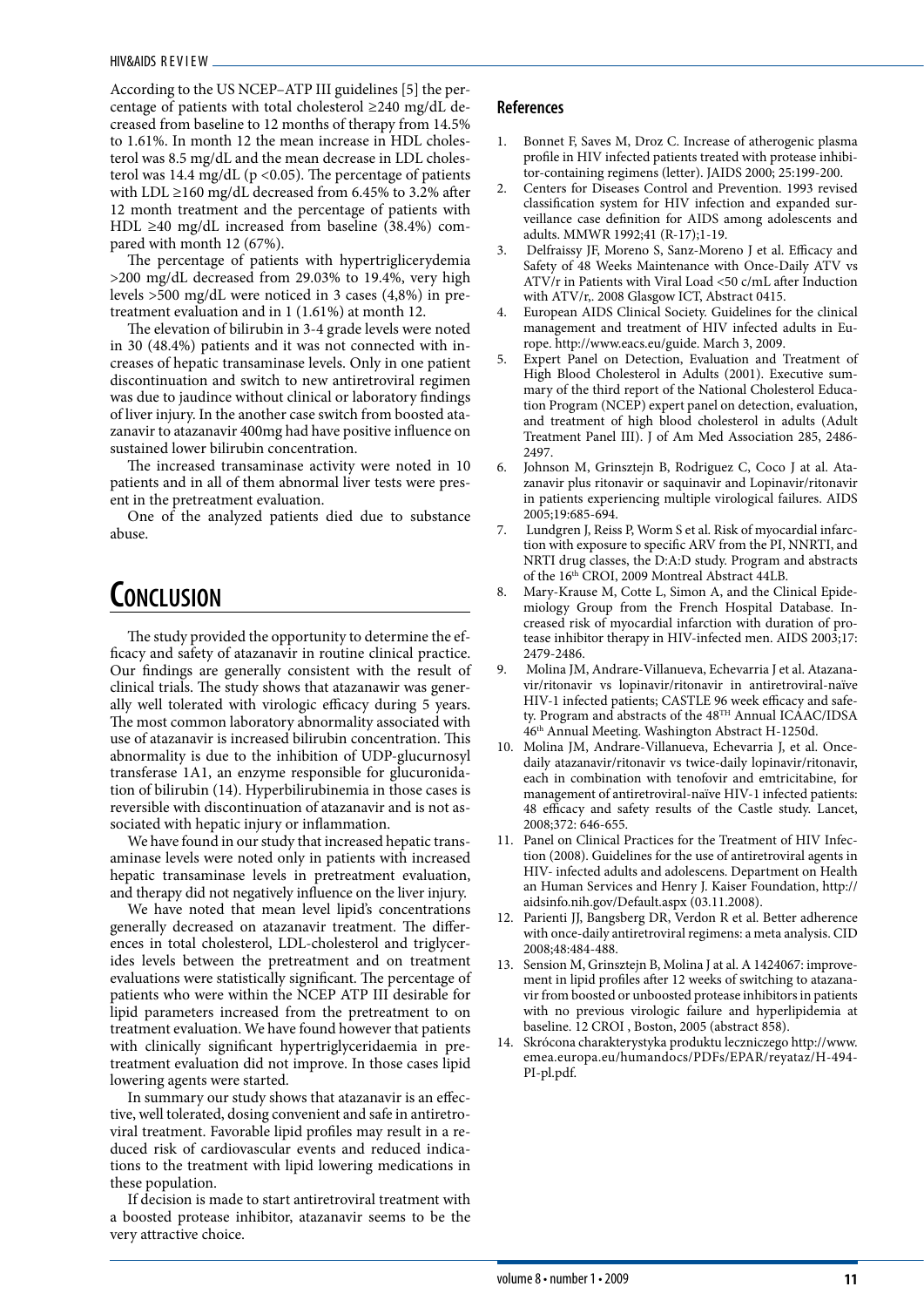According to the US NCEP–ATP III guidelines [5] the percentage of patients with total cholesterol ≥240 mg/dL decreased from baseline to 12 months of therapy from 14.5% to 1.61%. In month 12 the mean increase in HDL cholesterol was 8.5 mg/dL and the mean decrease in LDL cholesterol was 14.4 mg/dL ($p < 0.05$). The percentage of patients with LDL ≥160 mg/dL decreased from 6.45% to 3.2% after 12 month treatment and the percentage of patients with HDL ≥40 mg/dL increased from baseline (38.4%) compared with month 12 (67%).

The percentage of patients with hypertriglicerydemia >200 mg/dL decreased from 29.03% to 19.4%, very high levels >500 mg/dL were noticed in 3 cases (4,8%) in pretreatment evaluation and in 1 (1.61%) at month 12.

The elevation of bilirubin in 3-4 grade levels were noted in 30 (48.4%) patients and it was not connected with increases of hepatic transaminase levels. Only in one patient discontinuation and switch to new antiretroviral regimen was due to jaudince without clinical or laboratory findings of liver injury. In the another case switch from boosted atazanavir to atazanavir 400mg had have positive influence on sustained lower bilirubin concentration.

The increased transaminase activity were noted in 10 patients and in all of them abnormal liver tests were present in the pretreatment evaluation.

One of the analyzed patients died due to substance abuse.

# Conclusion

The study provided the opportunity to determine the efficacy and safety of atazanavir in routine clinical practice. Our findings are generally consistent with the result of clinical trials. The study shows that atazanawir was generally well tolerated with virologic efficacy during 5 years. The most common laboratory abnormality associated with use of atazanavir is increased bilirubin concentration. This abnormality is due to the inhibition of UDP-glucurnosyl transferase 1A1, an enzyme responsible for glucuronidation of bilirubin (14). Hyperbilirubinemia in those cases is reversible with discontinuation of atazanavir and is not associated with hepatic injury or inflammation.

We have found in our study that increased hepatic transaminase levels were noted only in patients with increased hepatic transaminase levels in pretreatment evaluation, and therapy did not negatively influence on the liver injury.

We have noted that mean level lipid's concentrations generally decreased on atazanavir treatment. The differences in total cholesterol, LDL-cholesterol and triglycerides levels between the pretreatment and on treatment evaluations were statistically significant. The percentage of patients who were within the NCEP ATP III desirable for lipid parameters increased from the pretreatment to on treatment evaluation. We have found however that patients with clinically significant hypertriglyceridaemia in pretreatment evaluation did not improve. In those cases lipid lowering agents were started.

In summary our study shows that atazanavir is an effective, well tolerated, dosing convenient and safe in antiretroviral treatment. Favorable lipid profiles may result in a reduced risk of cardiovascular events and reduced indications to the treatment with lipid lowering medications in these population.

If decision is made to start antiretroviral treatment with a boosted protease inhibitor, atazanavir seems to be the very attractive choice.

### References

1. Bonnet F, Saves M, Droz C. Increase of atherogenic plasma profile in HIV infected patients treated with protease inhibitor-containing regimens (letter). JAIDS 2000; 25:199-200.
2. Centers for Diseases Control and Prevention. 1993 revised classification system for HIV infection and expanded surveillance case definition for AIDS among adolescents and adults. MMWR 1992;41 (R-17);1-19.
3. Delfraissy JF, Moreno S, Sanz-Moreno J et al. Efficacy and Safety of 48 Weeks Maintenance with Once-Daily ATV vs ATV/r in Patients with Viral Load <50 c/mL after Induction with ATV/r,. 2008 Glasgow ICT, Abstract 0415.
4. European AIDS Clinical Society. Guidelines for the clinical management and treatment of HIV infected adults in Europe. http://www.eacs.eu/guide. March 3, 2009.
5. Expert Panel on Detection, Evaluation and Treatment of High Blood Cholesterol in Adults (2001). Executive summary of the third report of the National Cholesterol Education Program (NCEP) expert panel on detection, evaluation, and treatment of high blood cholesterol in adults (Adult Treatment Panel III). J of Am Med Association 285, 2486-2497.
6. Johnson M, Grinsztejn B, Rodriguez C, Coco J at al. Atazanavir plus ritonavir or saquinavir and Lopinavir/ritonavir in patients experiencing multiple virological failures. AIDS 2005;19:685-694.
7. Lundgren J, Reiss P, Worm S et al. Risk of myocardial infarction with exposure to specific ARV from the PI, NNRTI, and NRTI drug classes, the D:A:D study. Program and abstracts of the 16th CROI, 2009 Montreal Abstract 44LB.
8. Mary-Krause M, Cotte L, Simon A, and the Clinical Epidemiology Group from the French Hospital Database. Increased risk of myocardial infarction with duration of protease inhibitor therapy in HIV-infected men. AIDS 2003;17: 2479-2486.
9. Molina JM, Andrare-Villanueva, Echevarria J et al. Atazanavir/ritonavir vs lopinavir/ritonavir in antiretroviral-naïve HIV-1 infected patients; CASTLE 96 week efficacy and safety. Program and abstracts of the 48TH Annual ICAAC/IDSA 46th Annual Meeting. Washington Abstract H-1250d.
10. Molina JM, Andrare-Villanueva, Echevarria J, et al. Once-daily atazanavir/ritonavir vs twice-daily lopinavir/ritonavir, each in combination with tenofovir and emtricitabine, for management of antiretroviral-naïve HIV-1 infected patients: 48 efficacy and safety results of the Castle study. Lancet, 2008;372: 646-655.
11. Panel on Clinical Practices for the Treatment of HIV Infection (2008). Guidelines for the use of antiretroviral agents in HIV- infected adults and adolescens. Department on Health an Human Services and Henry J. Kaiser Foundation, http://aidsinfo.nih.gov/Default.aspx (03.11.2008).
12. Parienti JJ, Bangsberg DR, Verdon R et al. Better adherence with once-daily antiretroviral regimens: a meta analysis. CID 2008;48:484-488.
13. Sension M, Grinsztejn B, Molina J at al. A 1424067: improvement in lipid profiles after 12 weeks of switching to atazanavir from boosted or unboosted protease inhibitors in patients with no previous virologic failure and hyperlipidemia at baseline. 12 CROI , Boston, 2005 (abstract 858).
14. Skrócona charakterystyka produktu leczniczego http://www.emea.europa.eu/humandocs/PDFs/EPAR/reyataz/H-494-PI-pl.pdf.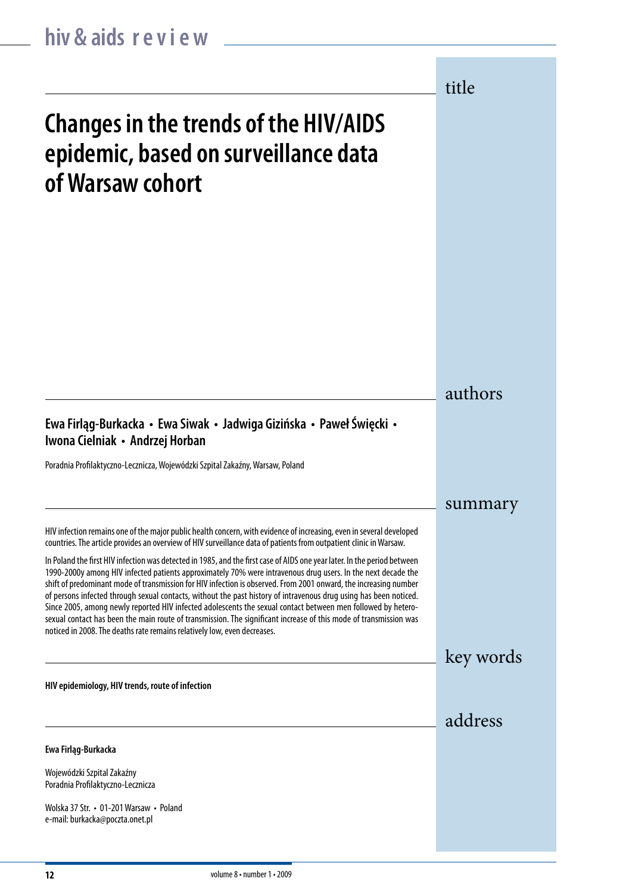# Changes in the trends of the HIV/AIDS epidemic, based on surveillance data of Warsaw cohort

## authors

**Ewa Firląg-Burkacka • Ewa Siwak • Jadwiga Gizińska • Paweł Święcki • Iwona Cielniak • Andrzej Horban**

Poradnia Profilaktyczno-Lecznicza, Wojewódzki Szpital Zakaźny, Warsaw, Poland

## summary

HIV infection remains one of the major public health concern, with evidence of increasing, even in several developed countries. The article provides an overview of HIV surveillance data of patients from outpatient clinic in Warsaw.

In Poland the first HIV infection was detected in 1985, and the first case of AIDS one year later. In the period between 1990-2000y among HIV infected patients approximately 70% were intravenous drug users. In the next decade the shift of predominant mode of transmission for HIV infection is observed. From 2001 onward, the increasing number of persons infected through sexual contacts, without the past history of intravenous drug using has been noticed. Since 2005, among newly reported HIV infected adolescents the sexual contact between men followed by heterosexual contact has been the main route of transmission. The significant increase of this mode of transmission was noticed in 2008. The deaths rate remains relatively low, even decreases.

## key words

**HIV epidemiology, HIV trends, route of infection**

## address

**Ewa Firląg-Burkacka**

Wojewódzki Szpital Zakaźny
Poradnia Profilaktyczno-Lecznicza

Wolska 37 Str. • 01-201 Warsaw • Poland
e-mail: burkacka@poczta.onet.pl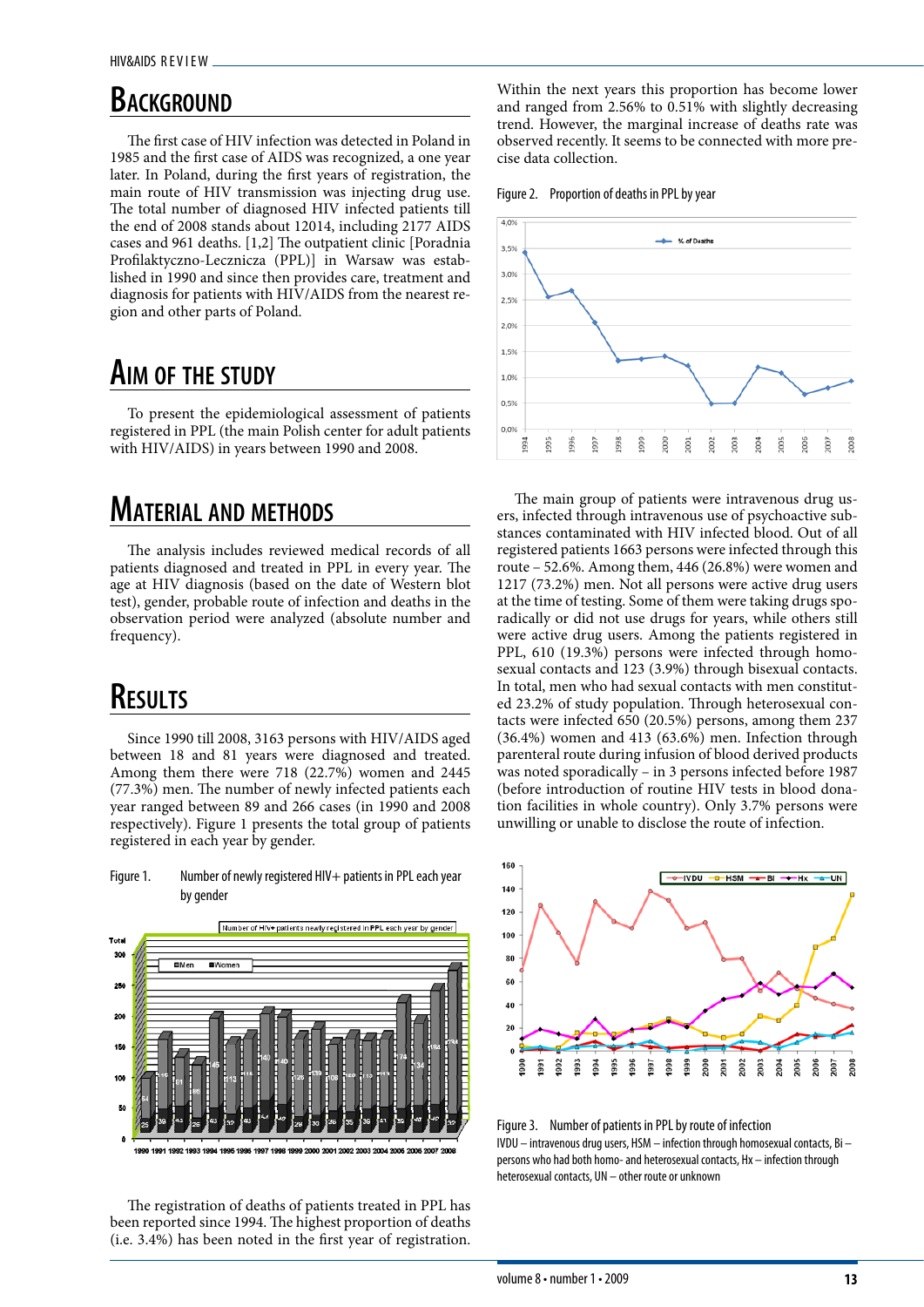## Background

The first case of HIV infection was detected in Poland in 1985 and the first case of AIDS was recognized, a one year later. In Poland, during the first years of registration, the main route of HIV transmission was injecting drug use. The total number of diagnosed HIV infected patients till the end of 2008 stands about 12014, including 2177 AIDS cases and 961 deaths. [1,2] The outpatient clinic [Poradnia Profilaktyczno-Lecznicza (PPL)] in Warsaw was established in 1990 and since then provides care, treatment and diagnosis for patients with HIV/AIDS from the nearest region and other parts of Poland.

## Aim of the study

To present the epidemiological assessment of patients registered in PPL (the main Polish center for adult patients with HIV/AIDS) in years between 1990 and 2008.

## Material and methods

The analysis includes reviewed medical records of all patients diagnosed and treated in PPL in every year. The age at HIV diagnosis (based on the date of Western blot test), gender, probable route of infection and deaths in the observation period were analyzed (absolute number and frequency).

## Results

Since 1990 till 2008, 3163 persons with HIV/AIDS aged between 18 and 81 years were diagnosed and treated. Among them there were 718 (22.7%) women and 2445 (77.3%) men. The number of newly infected patients each year ranged between 89 and 266 cases (in 1990 and 2008 respectively). Figure 1 presents the total group of patients registered in each year by gender.

Figure 1. Number of newly registered HIV+ patients in PPL each year by gender

The registration of deaths of patients treated in PPL has been reported since 1994. The highest proportion of deaths (i.e. 3.4%) has been noted in the first year of registration. Within the next years this proportion has become lower and ranged from 2.56% to 0.51% with slightly decreasing trend. However, the marginal increase of deaths rate was observed recently. It seems to be connected with more precise data collection.

Figure 2. Proportion of deaths in PPL by year

The main group of patients were intravenous drug users, infected through intravenous use of psychoactive substances contaminated with HIV infected blood. Out of all registered patients 1663 persons were infected through this route – 52.6%. Among them, 446 (26.8%) were women and 1217 (73.2%) men. Not all persons were active drug users at the time of testing. Some of them were taking drugs sporadically or did not use drugs for years, while others still were active drug users. Among the patients registered in PPL, 610 (19.3%) persons were infected through homosexual contacts and 123 (3.9%) through bisexual contacts. In total, men who had sexual contacts with men constituted 23.2% of study population. Through heterosexual contacts were infected 650 (20.5%) persons, among them 237 (36.4%) women and 413 (63.6%) men. Infection through parenteral route during infusion of blood derived products was noted sporadically – in 3 persons infected before 1987 (before introduction of routine HIV tests in blood donation facilities in whole country). Only 3.7% persons were unwilling or unable to disclose the route of infection.

Figure 3. Number of patients in PPL by route of infection
IVDU – intravenous drug users, HSM – infection through homosexual contacts, Bi – persons who had both homo- and heterosexual contacts, Hx – infection through heterosexual contacts, UN – other route or unknown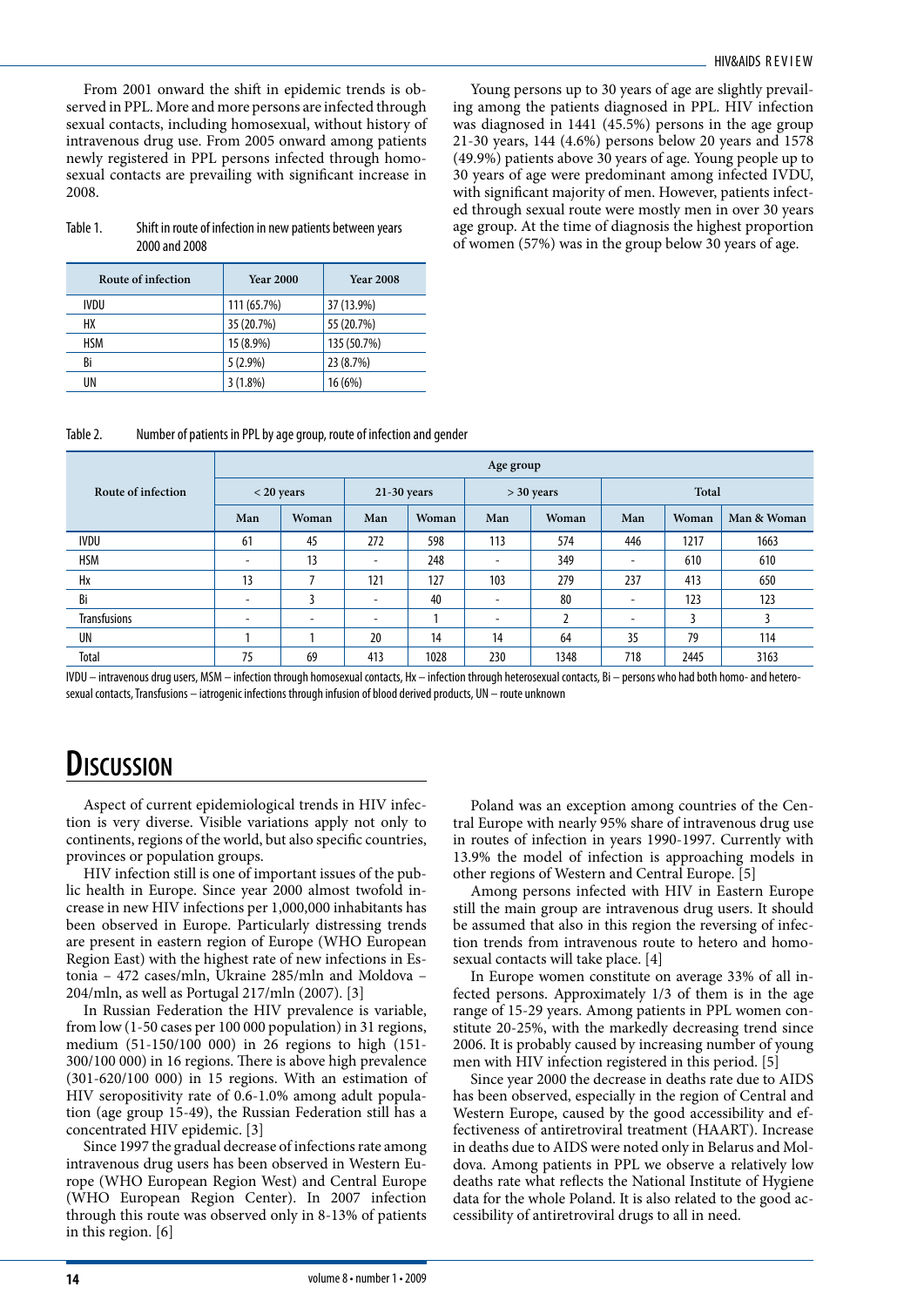From 2001 onward the shift in epidemic trends is observed in PPL. More and more persons are infected through sexual contacts, including homosexual, without history of intravenous drug use. From 2005 onward among patients newly registered in PPL persons infected through homosexual contacts are prevailing with significant increase in 2008.

Table 1. Shift in route of infection in new patients between years 2000 and 2008

| Route of infection | Year 2000 | Year 2008 |
|---|---|---|
| IVDU | 111 (65.7%) | 37 (13.9%) |
| HX | 35 (20.7%) | 55 (20.7%) |
| HSM | 15 (8.9%) | 135 (50.7%) |
| Bi | 5 (2.9%) | 23 (8.7%) |
| UN | 3 (1.8%) | 16 (6%) |

Young persons up to 30 years of age are slightly prevailing among the patients diagnosed in PPL. HIV infection was diagnosed in 1441 (45.5%) persons in the age group 21-30 years, 144 (4.6%) persons below 20 years and 1578 (49.9%) patients above 30 years of age. Young people up to 30 years of age were predominant among infected IVDU, with significant majority of men. However, patients infected through sexual route were mostly men in over 30 years age group. At the time of diagnosis the highest proportion of women (57%) was in the group below 30 years of age.

Table 2. Number of patients in PPL by age group, route of infection and gender

| Route of infection | Age group | | | | | | | | |
|---|---|---|---|---|---|---|---|---|---|
| | < 20 years | | 21-30 years | | > 30 years | | Total | | |
| | Man | Woman | Man | Woman | Man | Woman | Man | Woman | Man & Woman |
| IVDU | 61 | 45 | 272 | 598 | 113 | 574 | 446 | 1217 | 1663 |
| HSM | - | 13 | - | 248 | - | 349 | - | 610 | 610 |
| Hx | 13 | 7 | 121 | 127 | 103 | 279 | 237 | 413 | 650 |
| Bi | - | 3 | - | 40 | - | 80 | - | 123 | 123 |
| Transfusions | - | - | - | 1 | - | 2 | - | 3 | 3 |
| UN | 1 | 1 | 20 | 14 | 14 | 64 | 35 | 79 | 114 |
| Total | 75 | 69 | 413 | 1028 | 230 | 1348 | 718 | 2445 | 3163 |

IVDU – intravenous drug users, MSM – infection through homosexual contacts, Hx – infection through heterosexual contacts, Bi – persons who had both homo- and heterosexual contacts, Transfusions – iatrogenic infections through infusion of blood derived products, UN – route unknown

# Discussion

Aspect of current epidemiological trends in HIV infection is very diverse. Visible variations apply not only to continents, regions of the world, but also specific countries, provinces or population groups.

HIV infection still is one of important issues of the public health in Europe. Since year 2000 almost twofold increase in new HIV infections per 1,000,000 inhabitants has been observed in Europe. Particularly distressing trends are present in eastern region of Europe (WHO European Region East) with the highest rate of new infections in Estonia – 472 cases/mln, Ukraine 285/mln and Moldova – 204/mln, as well as Portugal 217/mln (2007). [3]

In Russian Federation the HIV prevalence is variable, from low (1-50 cases per 100 000 population) in 31 regions, medium (51-150/100 000) in 26 regions to high (151-300/100 000) in 16 regions. There is above high prevalence (301-620/100 000) in 15 regions. With an estimation of HIV seropositivity rate of 0.6-1.0% among adult population (age group 15-49), the Russian Federation still has a concentrated HIV epidemic. [3]

Since 1997 the gradual decrease of infections rate among intravenous drug users has been observed in Western Europe (WHO European Region West) and Central Europe (WHO European Region Center). In 2007 infection through this route was observed only in 8-13% of patients in this region. [6]

Poland was an exception among countries of the Central Europe with nearly 95% share of intravenous drug use in routes of infection in years 1990-1997. Currently with 13.9% the model of infection is approaching models in other regions of Western and Central Europe. [5]

Among persons infected with HIV in Eastern Europe still the main group are intravenous drug users. It should be assumed that also in this region the reversing of infection trends from intravenous route to hetero and homosexual contacts will take place. [4]

In Europe women constitute on average 33% of all infected persons. Approximately 1/3 of them is in the age range of 15-29 years. Among patients in PPL women constitute 20-25%, with the markedly decreasing trend since 2006. It is probably caused by increasing number of young men with HIV infection registered in this period. [5]

Since year 2000 the decrease in deaths rate due to AIDS has been observed, especially in the region of Central and Western Europe, caused by the good accessibility and effectiveness of antiretroviral treatment (HAART). Increase in deaths due to AIDS were noted only in Belarus and Moldova. Among patients in PPL we observe a relatively low deaths rate what reflects the National Institute of Hygiene data for the whole Poland. It is also related to the good accessibility of antiretroviral drugs to all in need.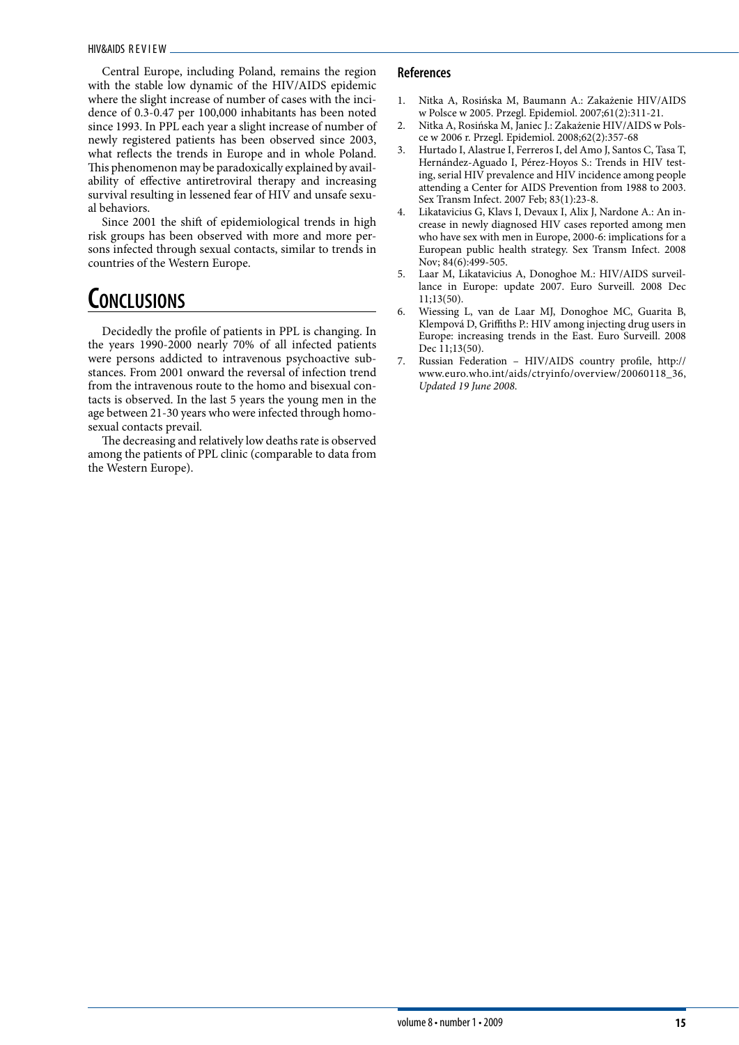Central Europe, including Poland, remains the region with the stable low dynamic of the HIV/AIDS epidemic where the slight increase of number of cases with the incidence of 0.3-0.47 per 100,000 inhabitants has been noted since 1993. In PPL each year a slight increase of number of newly registered patients has been observed since 2003, what reflects the trends in Europe and in whole Poland. This phenomenon may be paradoxically explained by availability of effective antiretroviral therapy and increasing survival resulting in lessened fear of HIV and unsafe sexual behaviors.

Since 2001 the shift of epidemiological trends in high risk groups has been observed with more and more persons infected through sexual contacts, similar to trends in countries of the Western Europe.

# Conclusions

Decidedly the profile of patients in PPL is changing. In the years 1990-2000 nearly 70% of all infected patients were persons addicted to intravenous psychoactive substances. From 2001 onward the reversal of infection trend from the intravenous route to the homo and bisexual contacts is observed. In the last 5 years the young men in the age between 21-30 years who were infected through homosexual contacts prevail.

The decreasing and relatively low deaths rate is observed among the patients of PPL clinic (comparable to data from the Western Europe).

## References

1. Nitka A, Rosińska M, Baumann A.: Zakażenie HIV/AIDS w Polsce w 2005. Przegl. Epidemiol. 2007;61(2):311-21.
2. Nitka A, Rosińska M, Janiec J.: Zakażenie HIV/AIDS w Polsce w 2006 r. Przegl. Epidemiol. 2008;62(2):357-68
3. Hurtado I, Alastrue I, Ferreros I, del Amo J, Santos C, Tasa T, Hernández-Aguado I, Pérez-Hoyos S.: Trends in HIV testing, serial HIV prevalence and HIV incidence among people attending a Center for AIDS Prevention from 1988 to 2003. Sex Transm Infect. 2007 Feb; 83(1):23-8.
4. Likatavicius G, Klavs I, Devaux I, Alix J, Nardone A.: An increase in newly diagnosed HIV cases reported among men who have sex with men in Europe, 2000-6: implications for a European public health strategy. Sex Transm Infect. 2008 Nov; 84(6):499-505.
5. Laar M, Likatavicius A, Donoghoe M.: HIV/AIDS surveillance in Europe: update 2007. Euro Surveill. 2008 Dec 11;13(50).
6. Wiessing L, van de Laar MJ, Donoghoe MC, Guarita B, Klempová D, Griffiths P.: HIV among injecting drug users in Europe: increasing trends in the East. Euro Surveill. 2008 Dec 11;13(50).
7. Russian Federation – HIV/AIDS country profile, http://www.euro.who.int/aids/ctryinfo/overview/20060118_36, *Updated 19 June 2008.*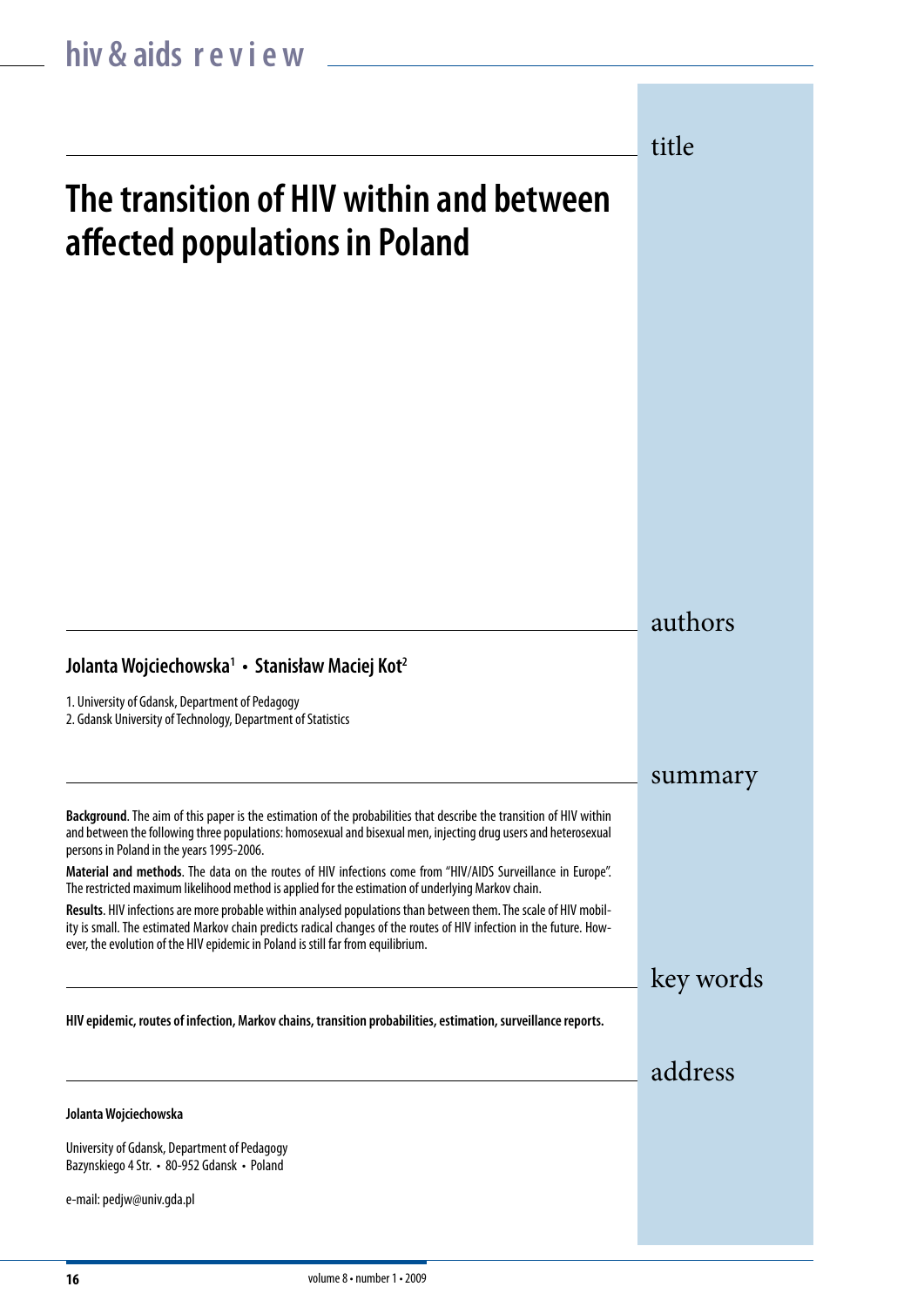title

# The transition of HIV within and between affected populations in Poland

authors

**Jolanta Wojciechowska[1] • Stanisław Maciej Kot[2]**

1. University of Gdansk, Department of Pedagogy
2. Gdansk University of Technology, Department of Statistics

summary

**Background**. The aim of this paper is the estimation of the probabilities that describe the transition of HIV within and between the following three populations: homosexual and bisexual men, injecting drug users and heterosexual persons in Poland in the years 1995-2006.

**Material and methods**. The data on the routes of HIV infections come from "HIV/AIDS Surveillance in Europe". The restricted maximum likelihood method is applied for the estimation of underlying Markov chain.

**Results**. HIV infections are more probable within analysed populations than between them. The scale of HIV mobility is small. The estimated Markov chain predicts radical changes of the routes of HIV infection in the future. However, the evolution of the HIV epidemic in Poland is still far from equilibrium.

key words

**HIV epidemic, routes of infection, Markov chains, transition probabilities, estimation, surveillance reports.**

address

**Jolanta Wojciechowska**

University of Gdansk, Department of Pedagogy
Bazynskiego 4 Str. • 80-952 Gdansk • Poland

e-mail: pedjw@univ.gda.pl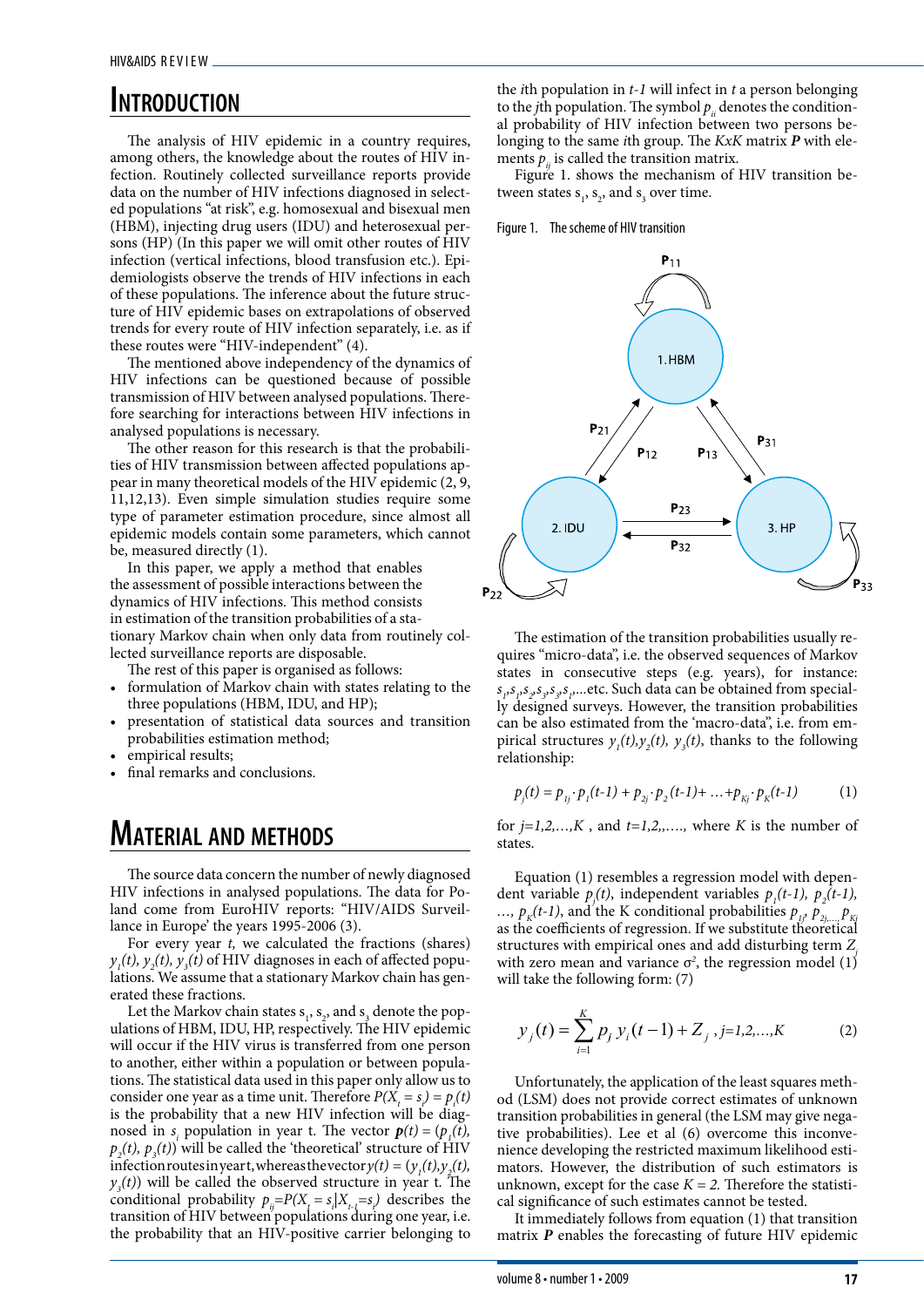# Introduction

The analysis of HIV epidemic in a country requires, among others, the knowledge about the routes of HIV infection. Routinely collected surveillance reports provide data on the number of HIV infections diagnosed in selected populations "at risk", e.g. homosexual and bisexual men (HBM), injecting drug users (IDU) and heterosexual persons (HP) (In this paper we will omit other routes of HIV infection (vertical infections, blood transfusion etc.). Epidemiologists observe the trends of HIV infections in each of these populations. The inference about the future structure of HIV epidemic bases on extrapolations of observed trends for every route of HIV infection separately, i.e. as if these routes were "HIV-independent" (4).

The mentioned above independency of the dynamics of HIV infections can be questioned because of possible transmission of HIV between analysed populations. Therefore searching for interactions between HIV infections in analysed populations is necessary.

The other reason for this research is that the probabilities of HIV transmission between affected populations appear in many theoretical models of the HIV epidemic (2, 9, 11,12,13). Even simple simulation studies require some type of parameter estimation procedure, since almost all epidemic models contain some parameters, which cannot be, measured directly (1).

In this paper, we apply a method that enables the assessment of possible interactions between the dynamics of HIV infections. This method consists in estimation of the transition probabilities of a stationary Markov chain when only data from routinely collected surveillance reports are disposable.

The rest of this paper is organised as follows:

- formulation of Markov chain with states relating to the three populations (HBM, IDU, and HP);
- presentation of statistical data sources and transition probabilities estimation method;
- empirical results;
- final remarks and conclusions.

# Material and methods

The source data concern the number of newly diagnosed HIV infections in analysed populations. The data for Poland come from EuroHIV reports: "HIV/AIDS Surveillance in Europe' the years 1995-2006 (3).

For every year $t$, we calculated the fractions (shares) $y_1(t)$, $y_2(t)$, $y_3(t)$ of HIV diagnoses in each of affected populations. We assume that a stationary Markov chain has generated these fractions.

Let the Markov chain states $s_1$, $s_2$, and $s_3$ denote the populations of HBM, IDU, HP, respectively. The HIV epidemic will occur if the HIV virus is transferred from one person to another, either within a population or between populations. The statistical data used in this paper only allow us to consider one year as a time unit. Therefore $P(X_t = s_i) = p_i(t)$ is the probability that a new HIV infection will be diagnosed in $s_i$ population in year $t$. The vector $\boldsymbol{p}(t) = (p_1(t), p_2(t), p_3(t))$ will be called the 'theoretical' structure of HIV infection routes in year t, whereas the vector $y(t) = (y_1(t), y_2(t), y_3(t))$ will be called the observed structure in year t. The conditional probability $p_{ij} = P(X_t = s_j | X_{t-1} = s_i)$ describes the transition of HIV between populations during one year, i.e. the probability that an HIV-positive carrier belonging to the $i$th population in $t-1$ will infect in $t$ a person belonging to the $j$th population. The symbol $p_{ii}$ denotes the conditional probability of HIV infection between two persons belonging to the same $i$th group. The $KxK$ matrix $\boldsymbol{P}$ with elements $p_{ij}$ is called the transition matrix.

Figure 1. shows the mechanism of HIV transition between states $s_1$, $s_2$, and $s_3$ over time.

Figure 1. The scheme of HIV transition

The estimation of the transition probabilities usually requires "micro-data", i.e. the observed sequences of Markov states in consecutive steps (e.g. years), for instance: $s_1, s_1, s_2, s_3, s_3, s_1$,...etc. Such data can be obtained from specially designed surveys. However, the transition probabilities can be also estimated from the 'macro-data', i.e. from empirical structures $y_1(t), y_2(t), y_3(t)$, thanks to the following relationship:

$$p_j(t) = p_{1j} \cdot p_1(t-1) + p_{2j} \cdot p_2(t-1) + \ldots + p_{Kj} \cdot p_K(t-1) \qquad (1)$$

for $j=1,2,\ldots,K$ , and $t=1,2,\ldots$, where $K$ is the number of states.

Equation (1) resembles a regression model with dependent variable $p_j(t)$, independent variables $p_1(t-1)$, $p_2(t-1)$, ..., $p_K(t-1)$, and the K conditional probabilities $p_{1j}$, $p_{2j}$, ..., $p_{Kj}$ as the coefficients of regression. If we substitute theoretical structures with empirical ones and add disturbing term $Z_j$ with zero mean and variance $\sigma^2$, the regression model (1) will take the following form: (7)

$$y_j(t) = \sum_{i=1}^{K} p_j \, y_i(t-1) + Z_j \, , j=1,2,\ldots,K \qquad (2)$$

Unfortunately, the application of the least squares method (LSM) does not provide correct estimates of unknown transition probabilities in general (the LSM may give negative probabilities). Lee et al (6) overcome this inconvenience developing the restricted maximum likelihood estimators. However, the distribution of such estimators is unknown, except for the case $K = 2$. Therefore the statistical significance of such estimates cannot be tested.

It immediately follows from equation (1) that transition matrix $\boldsymbol{P}$ enables the forecasting of future HIV epidemic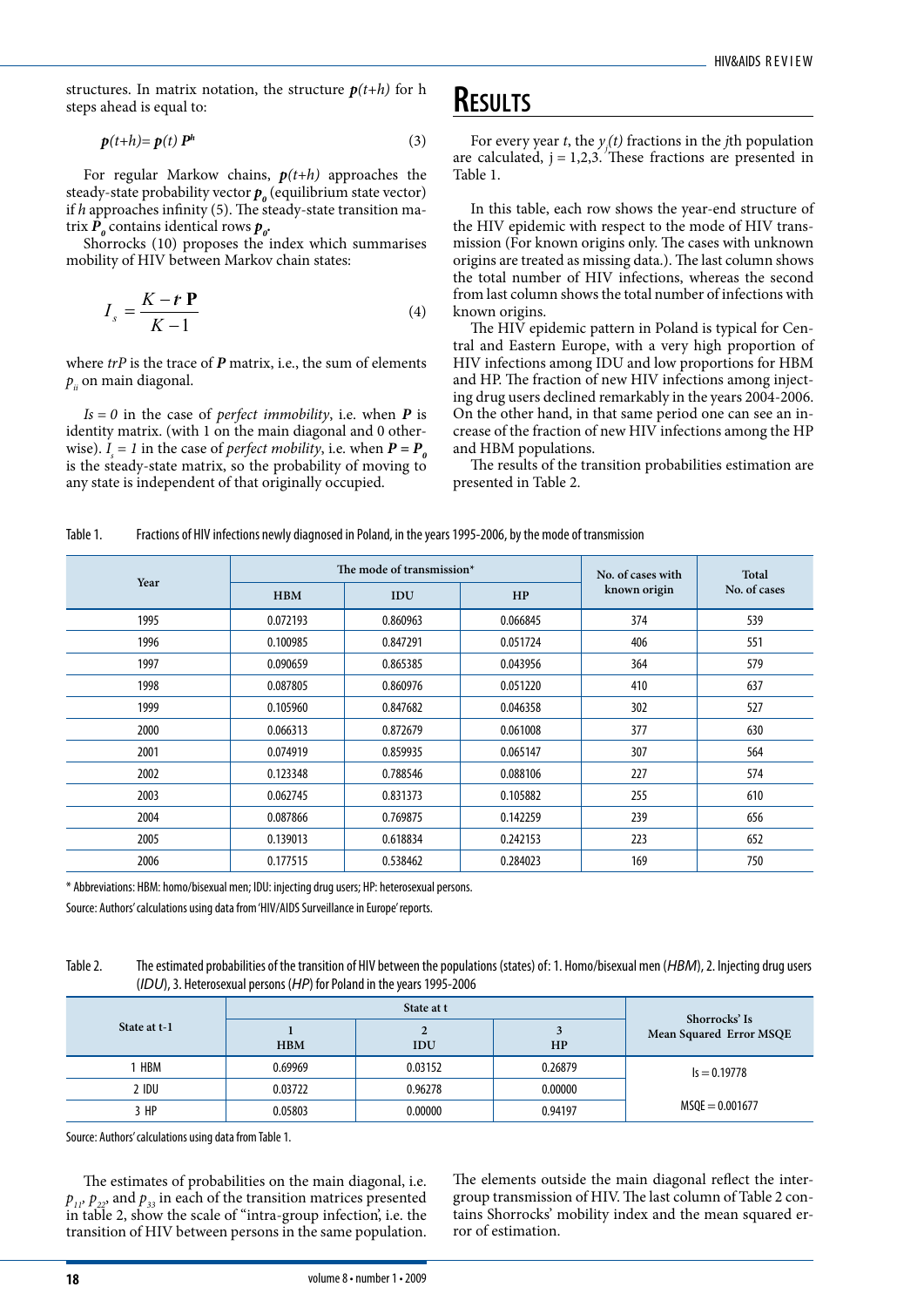structures. In matrix notation, the structure $\boldsymbol{p}(t+h)$ for h steps ahead is equal to:

$$\boldsymbol{p}(t+h)= \boldsymbol{p}(t)\, \boldsymbol{P}^h \tag{3}$$

For regular Markow chains, $\boldsymbol{p}(t+h)$ approaches the steady-state probability vector $\boldsymbol{p}_0$ (equilibrium state vector) if $h$ approaches infinity (5). The steady-state transition matrix $\boldsymbol{P}_0$ contains identical rows $\boldsymbol{p}_0$.

Shorrocks (10) proposes the index which summarises mobility of HIV between Markov chain states:

$$I_s = \frac{K - tr\,\mathbf{P}}{K-1} \tag{4}$$

where $trP$ is the trace of $\boldsymbol{P}$ matrix, i.e., the sum of elements $p_{ii}$ on main diagonal.

$Is = 0$ in the case of *perfect immobility*, i.e. when $\boldsymbol{P}$ is identity matrix. (with 1 on the main diagonal and 0 otherwise). $I_s = 1$ in the case of *perfect mobility*, i.e. when $\boldsymbol{P} = \boldsymbol{P}_0$ is the steady-state matrix, so the probability of moving to any state is independent of that originally occupied.

# Results

For every year $t$, the $y_j(t)$ fractions in the $j$th population are calculated, j = 1,2,3. These fractions are presented in Table 1.

In this table, each row shows the year-end structure of the HIV epidemic with respect to the mode of HIV transmission (For known origins only. The cases with unknown origins are treated as missing data.). The last column shows the total number of HIV infections, whereas the second from last column shows the total number of infections with known origins.

The HIV epidemic pattern in Poland is typical for Central and Eastern Europe, with a very high proportion of HIV infections among IDU and low proportions for HBM and HP. The fraction of new HIV infections among injecting drug users declined remarkably in the years 2004-2006. On the other hand, in that same period one can see an increase of the fraction of new HIV infections among the HP and HBM populations.

The results of the transition probabilities estimation are presented in Table 2.

Table 1. Fractions of HIV infections newly diagnosed in Poland, in the years 1995-2006, by the mode of transmission

| Year | The mode of transmission* | | | No. of cases with known origin | Total No. of cases |
|---|---|---|---|---|---|
| | HBM | IDU | HP | | |
| 1995 | 0.072193 | 0.860963 | 0.066845 | 374 | 539 |
| 1996 | 0.100985 | 0.847291 | 0.051724 | 406 | 551 |
| 1997 | 0.090659 | 0.865385 | 0.043956 | 364 | 579 |
| 1998 | 0.087805 | 0.860976 | 0.051220 | 410 | 637 |
| 1999 | 0.105960 | 0.847682 | 0.046358 | 302 | 527 |
| 2000 | 0.066313 | 0.872679 | 0.061008 | 377 | 630 |
| 2001 | 0.074919 | 0.859935 | 0.065147 | 307 | 564 |
| 2002 | 0.123348 | 0.788546 | 0.088106 | 227 | 574 |
| 2003 | 0.062745 | 0.831373 | 0.105882 | 255 | 610 |
| 2004 | 0.087866 | 0.769875 | 0.142259 | 239 | 656 |
| 2005 | 0.139013 | 0.618834 | 0.242153 | 223 | 652 |
| 2006 | 0.177515 | 0.538462 | 0.284023 | 169 | 750 |

\* Abbreviations: HBM: homo/bisexual men; IDU: injecting drug users; HP: heterosexual persons.

Source: Authors' calculations using data from 'HIV/AIDS Surveillance in Europe' reports.

Table 2. The estimated probabilities of the transition of HIV between the populations (states) of: 1. Homo/bisexual men (*HBM*), 2. Injecting drug users (*IDU*), 3. Heterosexual persons (*HP*) for Poland in the years 1995-2006

| State at t-1 | State at t | | | Shorrocks' Is Mean Squared Error MSQE |
|---|---|---|---|---|
| | 1 HBM | 2 IDU | 3 HP | |
| 1 HBM | 0.69969 | 0.03152 | 0.26879 | Is = 0.19778 |
| 2 IDU | 0.03722 | 0.96278 | 0.00000 | |
| 3 HP | 0.05803 | 0.00000 | 0.94197 | MSQE = 0.001677 |

Source: Authors' calculations using data from Table 1.

The estimates of probabilities on the main diagonal, i.e. $p_{11}$, $p_{22}$, and $p_{33}$ in each of the transition matrices presented in table 2, show the scale of "intra-group infection", i.e. the transition of HIV between persons in the same population. The elements outside the main diagonal reflect the inter-group transmission of HIV. The last column of Table 2 contains Shorrocks' mobility index and the mean squared error of estimation.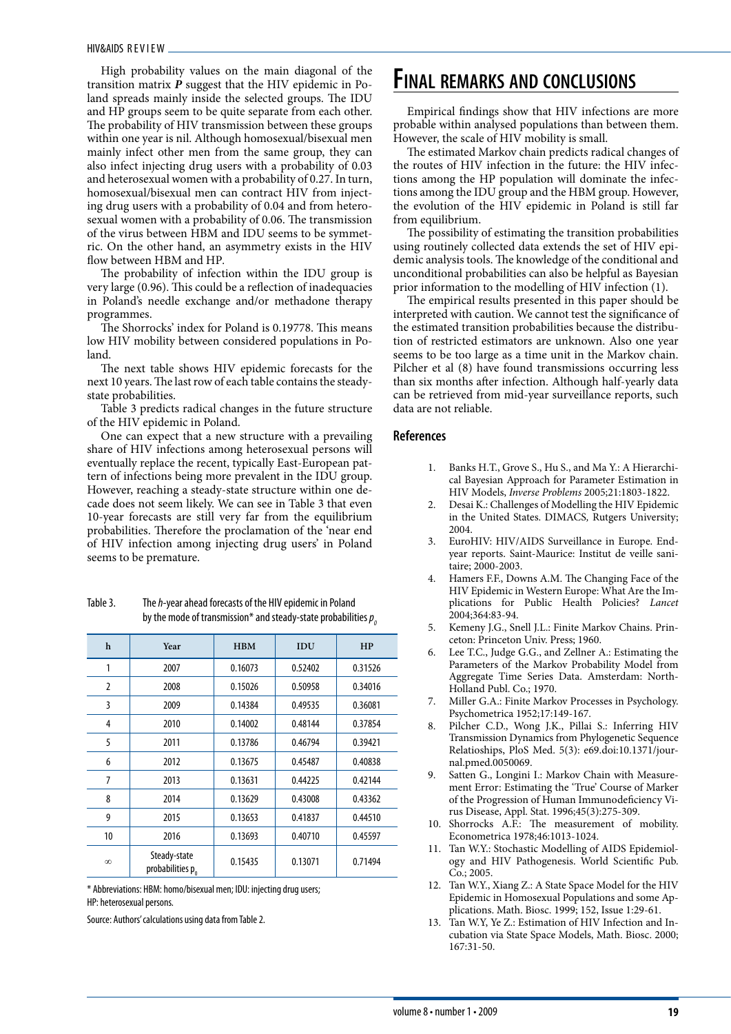High probability values on the main diagonal of the transition matrix ***P*** suggest that the HIV epidemic in Poland spreads mainly inside the selected groups. The IDU and HP groups seem to be quite separate from each other. The probability of HIV transmission between these groups within one year is nil. Although homosexual/bisexual men mainly infect other men from the same group, they can also infect injecting drug users with a probability of 0.03 and heterosexual women with a probability of 0.27. In turn, homosexual/bisexual men can contract HIV from injecting drug users with a probability of 0.04 and from heterosexual women with a probability of 0.06. The transmission of the virus between HBM and IDU seems to be symmetric. On the other hand, an asymmetry exists in the HIV flow between HBM and HP.

The probability of infection within the IDU group is very large (0.96). This could be a reflection of inadequacies in Poland's needle exchange and/or methadone therapy programmes.

The Shorrocks' index for Poland is 0.19778. This means low HIV mobility between considered populations in Poland.

The next table shows HIV epidemic forecasts for the next 10 years. The last row of each table contains the steady-state probabilities.

Table 3 predicts radical changes in the future structure of the HIV epidemic in Poland.

One can expect that a new structure with a prevailing share of HIV infections among heterosexual persons will eventually replace the recent, typically East-European pattern of infections being more prevalent in the IDU group. However, reaching a steady-state structure within one decade does not seem likely. We can see in Table 3 that even 10-year forecasts are still very far from the equilibrium probabilities. Therefore the proclamation of the 'near end of HIV infection among injecting drug users' in Poland seems to be premature.

Table 3. The *h*-year ahead forecasts of the HIV epidemic in Poland by the mode of transmission* and steady-state probabilities $p_0$

| h | Year | HBM | IDU | HP |
|---|---|---|---|---|
| 1 | 2007 | 0.16073 | 0.52402 | 0.31526 |
| 2 | 2008 | 0.15026 | 0.50958 | 0.34016 |
| 3 | 2009 | 0.14384 | 0.49535 | 0.36081 |
| 4 | 2010 | 0.14002 | 0.48144 | 0.37854 |
| 5 | 2011 | 0.13786 | 0.46794 | 0.39421 |
| 6 | 2012 | 0.13675 | 0.45487 | 0.40838 |
| 7 | 2013 | 0.13631 | 0.44225 | 0.42144 |
| 8 | 2014 | 0.13629 | 0.43008 | 0.43362 |
| 9 | 2015 | 0.13653 | 0.41837 | 0.44510 |
| 10 | 2016 | 0.13693 | 0.40710 | 0.45597 |
| $\infty$ | Steady-state probabilities $p_0$ | 0.15435 | 0.13071 | 0.71494 |

\* Abbreviations: HBM: homo/bisexual men; IDU: injecting drug users; HP: heterosexual persons.

Source: Authors' calculations using data from Table 2.

# Final remarks and conclusions

Empirical findings show that HIV infections are more probable within analysed populations than between them. However, the scale of HIV mobility is small.

The estimated Markov chain predicts radical changes of the routes of HIV infection in the future: the HIV infections among the HP population will dominate the infections among the IDU group and the HBM group. However, the evolution of the HIV epidemic in Poland is still far from equilibrium.

The possibility of estimating the transition probabilities using routinely collected data extends the set of HIV epidemic analysis tools. The knowledge of the conditional and unconditional probabilities can also be helpful as Bayesian prior information to the modelling of HIV infection (1).

The empirical results presented in this paper should be interpreted with caution. We cannot test the significance of the estimated transition probabilities because the distribution of restricted estimators are unknown. Also one year seems to be too large as a time unit in the Markov chain. Pilcher et al (8) have found transmissions occurring less than six months after infection. Although half-yearly data can be retrieved from mid-year surveillance reports, such data are not reliable.

## References

1. Banks H.T., Grove S., Hu S., and Ma Y.: A Hierarchical Bayesian Approach for Parameter Estimation in HIV Models, *Inverse Problems* 2005;21:1803-1822.
2. Desai K.: Challenges of Modelling the HIV Epidemic in the United States. DIMACS, Rutgers University; 2004.
3. EuroHIV: HIV/AIDS Surveillance in Europe. End-year reports. Saint-Maurice: Institut de veille sanitaire; 2000-2003.
4. Hamers F.F., Downs A.M. The Changing Face of the HIV Epidemic in Western Europe: What Are the Implications for Public Health Policies? *Lancet* 2004;364:83-94.
5. Kemeny J.G., Snell J.L.: Finite Markov Chains. Princeton: Princeton Univ. Press; 1960.
6. Lee T.C., Judge G.G., and Zellner A.: Estimating the Parameters of the Markov Probability Model from Aggregate Time Series Data. Amsterdam: North-Holland Publ. Co.; 1970.
7. Miller G.A.: Finite Markov Processes in Psychology. Psychometrica 1952;17:149-167.
8. Pilcher C.D., Wong J.K., Pillai S.: Inferring HIV Transmission Dynamics from Phylogenetic Sequence Relatioships, PloS Med. 5(3): e69.doi:10.1371/journal.pmed.0050069.
9. Satten G., Longini I.: Markov Chain with Measurement Error: Estimating the 'True' Course of Marker of the Progression of Human Immunodeficiency Virus Disease, Appl. Stat. 1996;45(3):275-309.
10. Shorrocks A.F.: The measurement of mobility. Econometrica 1978;46:1013-1024.
11. Tan W.Y.: Stochastic Modelling of AIDS Epidemiology and HIV Pathogenesis. World Scientific Pub. Co.; 2005.
12. Tan W.Y., Xiang Z.: A State Space Model for the HIV Epidemic in Homosexual Populations and some Applications. Math. Biosc. 1999; 152, Issue 1:29-61.
13. Tan W.Y, Ye Z.: Estimation of HIV Infection and Incubation via State Space Models, Math. Biosc. 2000; 167:31-50.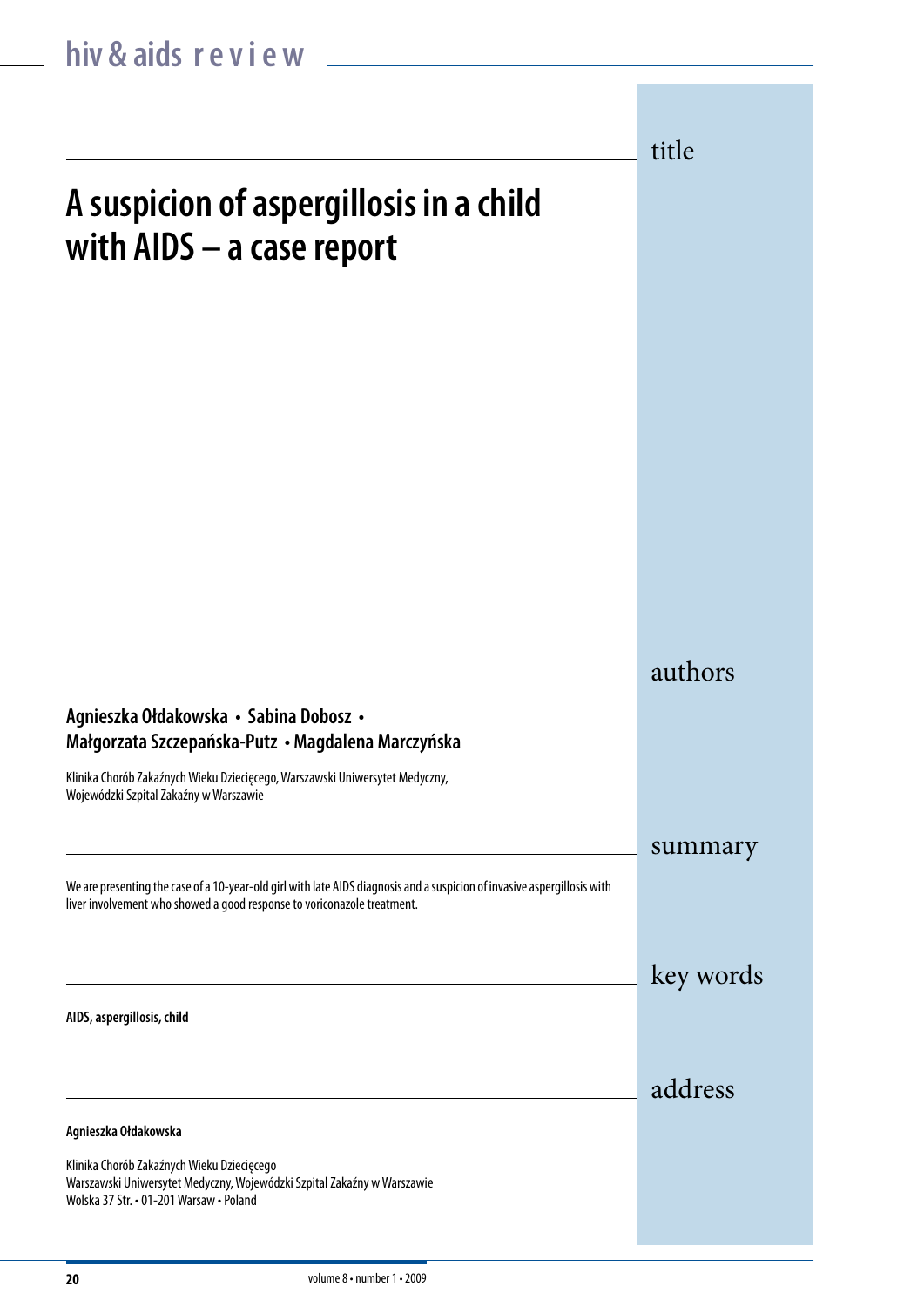# A suspicion of aspergillosis in a child with AIDS – a case report

## authors

**Agnieszka Ołdakowska • Sabina Dobosz • Małgorzata Szczepańska-Putz • Magdalena Marczyńska**

Klinika Chorób Zakaźnych Wieku Dziecięcego, Warszawski Uniwersytet Medyczny, Wojewódzki Szpital Zakaźny w Warszawie

## summary

We are presenting the case of a 10-year-old girl with late AIDS diagnosis and a suspicion of invasive aspergillosis with liver involvement who showed a good response to voriconazole treatment.

## key words

**AIDS, aspergillosis, child**

## address

**Agnieszka Ołdakowska**

Klinika Chorób Zakaźnych Wieku Dziecięcego
Warszawski Uniwersytet Medyczny, Wojewódzki Szpital Zakaźny w Warszawie
Wolska 37 Str. • 01-201 Warsaw • Poland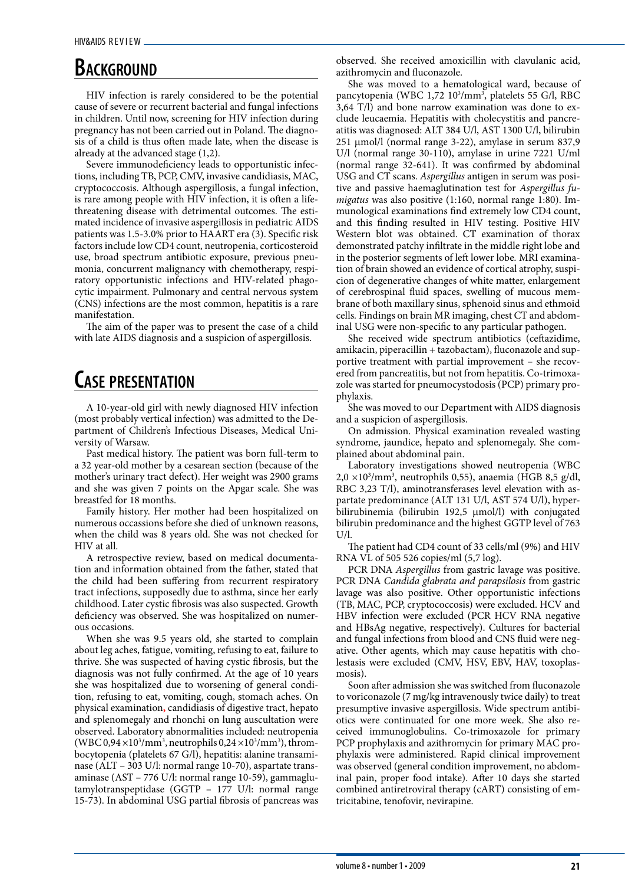## Background

HIV infection is rarely considered to be the potential cause of severe or recurrent bacterial and fungal infections in children. Until now, screening for HIV infection during pregnancy has not been carried out in Poland. The diagnosis of a child is thus often made late, when the disease is already at the advanced stage (1,2).

Severe immunodeficiency leads to opportunistic infections, including TB, PCP, CMV, invasive candidiasis, MAC, cryptococcosis. Although aspergillosis, a fungal infection, is rare among people with HIV infection, it is often a life-threatening disease with detrimental outcomes. The estimated incidence of invasive aspergillosis in pediatric AIDS patients was 1.5-3.0% prior to HAART era (3). Specific risk factors include low CD4 count, neutropenia, corticosteroid use, broad spectrum antibiotic exposure, previous pneumonia, concurrent malignancy with chemotherapy, respiratory opportunistic infections and HIV-related phagocytic impairment. Pulmonary and central nervous system (CNS) infections are the most common, hepatitis is a rare manifestation.

The aim of the paper was to present the case of a child with late AIDS diagnosis and a suspicion of aspergillosis.

## Case presentation

A 10-year-old girl with newly diagnosed HIV infection (most probably vertical infection) was admitted to the Department of Children's Infectious Diseases, Medical University of Warsaw.

Past medical history. The patient was born full-term to a 32 year-old mother by a cesarean section (because of the mother's urinary tract defect). Her weight was 2900 grams and she was given 7 points on the Apgar scale. She was breastfed for 18 months.

Family history. Her mother had been hospitalized on numerous occassions before she died of unknown reasons, when the child was 8 years old. She was not checked for HIV at all.

A retrospective review, based on medical documentation and information obtained from the father, stated that the child had been suffering from recurrent respiratory tract infections, supposedly due to asthma, since her early childhood. Later cystic fibrosis was also suspected. Growth deficiency was observed. She was hospitalized on numerous occasions.

When she was 9.5 years old, she started to complain about leg aches, fatigue, vomiting, refusing to eat, failure to thrive. She was suspected of having cystic fibrosis, but the diagnosis was not fully confirmed. At the age of 10 years she was hospitalized due to worsening of general condition, refusing to eat, vomiting, cough, stomach aches. On physical examination, candidiasis of digestive tract, hepato and splenomegaly and rhonchi on lung auscultation were observed. Laboratory abnormalities included: neutropenia (WBC 0,94 $\times 10^3$/mm$^3$, neutrophils 0,24 $\times 10^3$/mm$^3$), thrombocytopenia (platelets 67 G/l), hepatitis: alanine transaminase (ALT – 303 U/l: normal range 10-70), aspartate transaminase (AST – 776 U/l: normal range 10-59), gammaglutamylotranspeptidase (GGTP – 177 U/l: normal range 15-73). In abdominal USG partial fibrosis of pancreas was observed. She received amoxicillin with clavulanic acid, azithromycin and fluconazole.

She was moved to a hematological ward, because of pancytopenia (WBC 1,72 $10^3$/mm$^3$, platelets 55 G/l, RBC 3,64 T/l) and bone narrow examination was done to exclude leucaemia. Hepatitis with cholecystitis and pancreatitis was diagnosed: ALT 384 U/l, AST 1300 U/l, bilirubin 251 μmol/l (normal range 3-22), amylase in serum 837,9 U/l (normal range 30-110), amylase in urine 7221 U/ml (normal range 32-641). It was confirmed by abdominal USG and CT scans. *Aspergillus* antigen in serum was positive and passive haemaglutination test for *Aspergillus fumigatus* was also positive (1:160, normal range 1:80). Immunological examinations find extremely low CD4 count, and this finding resulted in HIV testing. Positive HIV Western blot was obtained. CT examination of thorax demonstrated patchy infiltrate in the middle right lobe and in the posterior segments of left lower lobe. MRI examination of brain showed an evidence of cortical atrophy, suspicion of degenerative changes of white matter, enlargement of cerebrospinal fluid spaces, swelling of mucous membrane of both maxillary sinus, sphenoid sinus and ethmoid cells. Findings on brain MR imaging, chest CT and abdominal USG were non-specific to any particular pathogen.

She received wide spectrum antibiotics (ceftazidime, amikacin, piperacillin + tazobactam), fluconazole and supportive treatment with partial improvement – she recovered from pancreatitis, but not from hepatitis. Co-trimoxazole was started for pneumocystodosis (PCP) primary prophylaxis.

She was moved to our Department with AIDS diagnosis and a suspicion of aspergillosis.

On admission. Physical examination revealed wasting syndrome, jaundice, hepato and splenomegaly. She complained about abdominal pain.

Laboratory investigations showed neutropenia (WBC 2,0 $\times 10^3$/mm$^3$, neutrophils 0,55), anaemia (HGB 8,5 g/dl, RBC 3,23 T/l), aminotransferases level elevation with aspartate predominance (ALT 131 U/l, AST 574 U/l), hyperbilirubinemia (bilirubin 192,5 μmol/l) with conjugated bilirubin predominance and the highest GGTP level of 763 U/l.

The patient had CD4 count of 33 cells/ml (9%) and HIV RNA VL of 505 526 copies/ml (5,7 log).

PCR DNA *Aspergillus* from gastric lavage was positive. PCR DNA *Candida glabrata and parapsilosis* from gastric lavage was also positive. Other opportunistic infections (TB, MAC, PCP, cryptococcosis) were excluded. HCV and HBV infection were excluded (PCR HCV RNA negative and HBsAg negative, respectively). Cultures for bacterial and fungal infections from blood and CNS fluid were negative. Other agents, which may cause hepatitis with cholestasis were excluded (CMV, HSV, EBV, HAV, toxoplasmosis).

Soon after admission she was switched from fluconazole to voriconazole (7 mg/kg intravenously twice daily) to treat presumptive invasive aspergillosis. Wide spectrum antibiotics were continuated for one more week. She also received immunoglobulins. Co-trimoxazole for primary PCP prophylaxis and azithromycin for primary MAC prophylaxis were administered. Rapid clinical improvement was observed (general condition improvement, no abdominal pain, proper food intake). After 10 days she started combined antiretroviral therapy (cART) consisting of emtricitabine, tenofovir, nevirapine.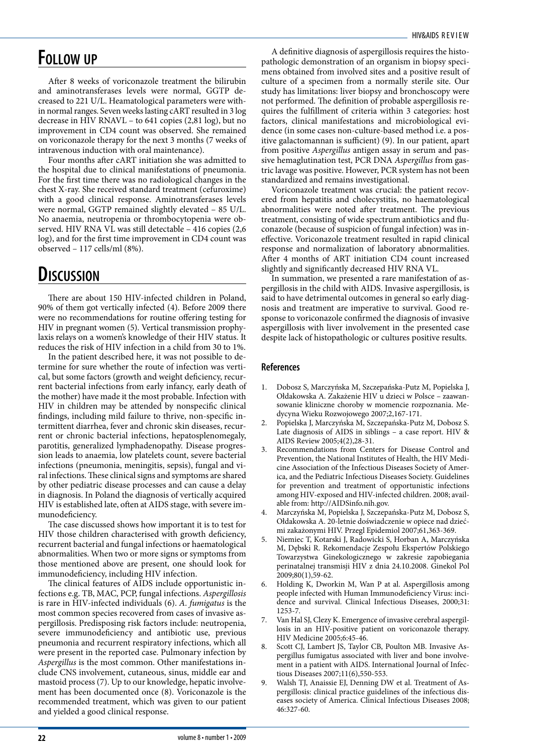## Follow up

After 8 weeks of voriconazole treatment the bilirubin and aminotransferases levels were normal, GGTP decreased to 221 U/L. Heamatological parameters were within normal ranges. Seven weeks lasting cART resulted in 3 log decrease in HIV RNAVL – to 641 copies (2,81 log), but no improvement in CD4 count was observed. She remained on voriconazole therapy for the next 3 months (7 weeks of intravenous induction with oral maintenance).

Four months after cART initiation she was admitted to the hospital due to clinical manifestations of pneumonia. For the first time there was no radiological changes in the chest X-ray. She received standard treatment (cefuroxime) with a good clinical response. Aminotransferases levels were normal, GGTP remained slightly elevated – 85 U/L. No anaemia, neutropenia or thrombocytopenia were observed. HIV RNA VL was still detectable – 416 copies (2,6 log), and for the first time improvement in CD4 count was observed – 117 cells/ml (8%).

## Discussion

There are about 150 HIV-infected children in Poland, 90% of them got vertically infected (4). Before 2009 there were no recommendations for routine offering testing for HIV in pregnant women (5). Vertical transmission prophylaxis relays on a women's knowledge of their HIV status. It reduces the risk of HIV infection in a child from 30 to 1%.

In the patient described here, it was not possible to determine for sure whether the route of infection was vertical, but some factors (growth and weight deficiency, recurrent bacterial infections from early infancy, early death of the mother) have made it the most probable. Infection with HIV in children may be attended by nonspecific clinical findings, including mild failure to thrive, non-specific intermittent diarrhea, fever and chronic skin diseases, recurrent or chronic bacterial infections, hepatosplenomegaly, parotitis, generalized lymphadenopathy. Disease progression leads to anaemia, low platelets count, severe bacterial infections (pneumonia, meningitis, sepsis), fungal and viral infections. These clinical signs and symptoms are shared by other pediatric disease processes and can cause a delay in diagnosis. In Poland the diagnosis of vertically acquired HIV is established late, often at AIDS stage, with severe immunodeficiency.

The case discussed shows how important it is to test for HIV those children characterised with growth deficiency, recurrent bacterial and fungal infections or haematological abnormalities. When two or more signs or symptoms from those mentioned above are present, one should look for immunodeficiency, including HIV infection.

The clinical features of AIDS include opportunistic infections e.g. TB, MAC, PCP, fungal infections. *Aspergillosis* is rare in HIV-infected individuals (6). *A. fumigatus* is the most common species recovered from cases of invasive aspergillosis. Predisposing risk factors include: neutropenia, severe immunodeficiency and antibiotic use, previous pneumonia and recurrent respiratory infections, which all were present in the reported case. Pulmonary infection by *Aspergillus* is the most common. Other manifestations include CNS involvement, cutaneous, sinus, middle ear and mastoid process (7). Up to our knowledge, hepatic involvement has been documented once (8). Voriconazole is the recommended treatment, which was given to our patient and yielded a good clinical response.

A definitive diagnosis of aspergillosis requires the histopathologic demonstration of an organism in biopsy specimens obtained from involved sites and a positive result of culture of a specimen from a normally sterile site. Our study has limitations: liver biopsy and bronchoscopy were not performed. The definition of probable aspergillosis requires the fulfillment of criteria within 3 categories: host factors, clinical manifestations and microbiological evidence (in some cases non-culture-based method i.e. a positive galactomannan is sufficient) (9). In our patient, apart from positive *Aspergillus* antigen assay in serum and passive hemaglutination test, PCR DNA *Aspergillus* from gastric lavage was positive. However, PCR system has not been standardized and remains investigational.

Voriconazole treatment was crucial: the patient recovered from hepatitis and cholecystitis, no haematological abnormalities were noted after treatment. The previous treatment, consisting of wide spectrum antibiotics and fluconazole (because of suspicion of fungal infection) was ineffective. Voriconazole treatment resulted in rapid clinical response and normalization of laboratory abnormalities. After 4 months of ART initiation CD4 count increased slightly and significantly decreased HIV RNA VL.

In summation, we presented a rare manifestation of aspergillosis in the child with AIDS. Invasive aspergillosis, is said to have detrimental outcomes in general so early diagnosis and treatment are imperative to survival. Good response to voriconazole confirmed the diagnosis of invasive aspergillosis with liver involvement in the presented case despite lack of histopathologic or cultures positive results.

### References

1. Dobosz S, Marczyńska M, Szczepańska-Putz M, Popielska J, Ołdakowska A. Zakażenie HIV u dzieci w Polsce – zaawansowanie kliniczne choroby w momencie rozpoznania. Medycyna Wieku Rozwojowego 2007;2,167-171.
2. Popielska J, Marczyńska M, Szczepańska-Putz M, Dobosz S. Late diagnosis of AIDS in siblings – a case report. HIV & AIDS Review 2005;4(2),28-31.
3. Recommendations from Centers for Disease Control and Prevention, the National Institutes of Health, the HIV Medicine Association of the Infectious Diseases Society of America, and the Pediatric Infectious Diseases Society. Guidelines for prevention and treatment of opportunistic infections among HIV-exposed and HIV-infected children. 2008; available from: http://AIDSinfo.nih.gov.
4. Marczyńska M, Popielska J, Szczepańska-Putz M, Dobosz S, Ołdakowska A. 20-letnie doświadczenie w opiece nad dziećmi zakażonymi HIV. Przegl Epidemiol 2007;61,363-369.
5. Niemiec T, Kotarski J, Radowicki S, Horban A, Marczyńska M, Dębski R. Rekomendacje Zespołu Ekspertów Polskiego Towarzystwa Ginekologicznego w zakresie zapobiegania perinatalnej transmisji HIV z dnia 24.10.2008. Ginekol Pol 2009;80(1),59-62.
6. Holding K, Dworkin M, Wan P at al. Aspergillosis among people infected with Human Immunodeficiency Virus: incidence and survival. Clinical Infectious Diseases, 2000;31: 1253-7.
7. Van Hal SJ, Clezy K. Emergence of invasive cerebral aspergillosis in an HIV-positive patient on voriconazole therapy. HIV Medicine 2005;6:45-46.
8. Scott CJ, Lambert JS, Taylor CB, Poulton MB. Invasive Aspergillus fumigatus associated with liver and bone involvement in a patient with AIDS. International Journal of Infectious Diseases 2007;11(6),550-553.
9. Walsh TJ, Anaissie EJ, Denning DW et al. Treatment of Aspergillosis: clinical practice guidelines of the infectious diseases society of America. Clinical Infectious Diseases 2008; 46:327-60.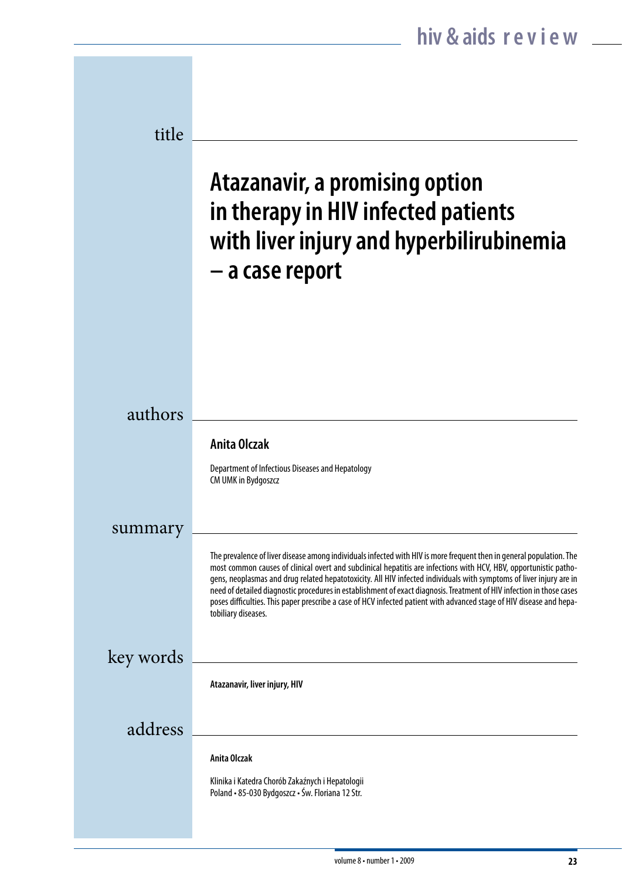## title

# Atazanavir, a promising option in therapy in HIV infected patients with liver injury and hyperbilirubinemia – a case report

## authors

**Anita Olczak**

Department of Infectious Diseases and Hepatology
CM UMK in Bydgoszcz

## summary

The prevalence of liver disease among individuals infected with HIV is more frequent then in general population. The most common causes of clinical overt and subclinical hepatitis are infections with HCV, HBV, opportunistic pathogens, neoplasmas and drug related hepatotoxicity. All HIV infected individuals with symptoms of liver injury are in need of detailed diagnostic procedures in establishment of exact diagnosis. Treatment of HIV infection in those cases poses difficulties. This paper prescribe a case of HCV infected patient with advanced stage of HIV disease and hepatobiliary diseases.

## key words

**Atazanavir, liver injury, HIV**

## address

**Anita Olczak**

Klinika i Katedra Chorób Zakaźnych i Hepatologii
Poland • 85-030 Bydgoszcz • Św. Floriana 12 Str.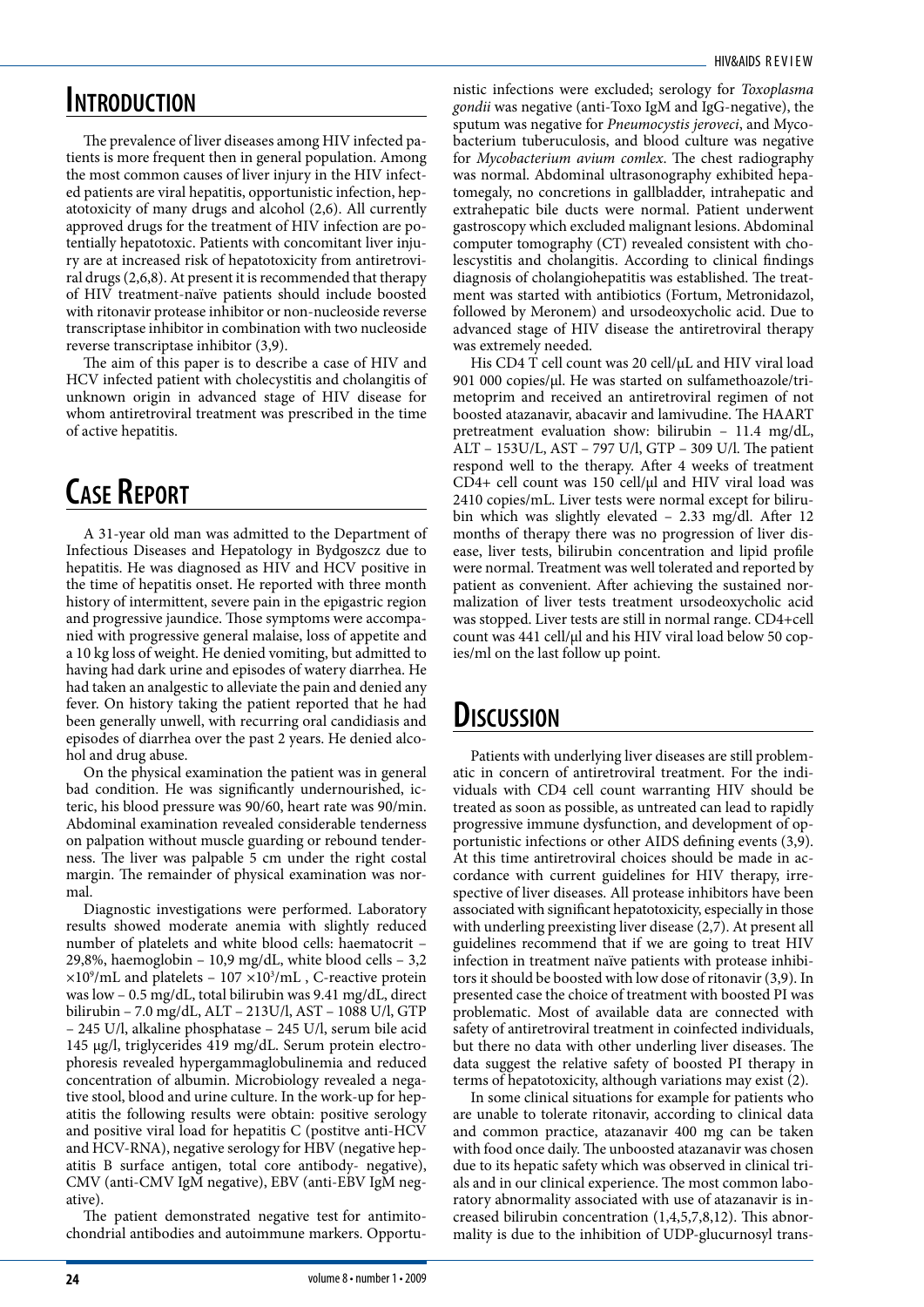## Introduction

The prevalence of liver diseases among HIV infected patients is more frequent then in general population. Among the most common causes of liver injury in the HIV infected patients are viral hepatitis, opportunistic infection, hepatotoxicity of many drugs and alcohol (2,6). All currently approved drugs for the treatment of HIV infection are potentially hepatotoxic. Patients with concomitant liver injury are at increased risk of hepatotoxicity from antiretroviral drugs (2,6,8). At present it is recommended that therapy of HIV treatment-naïve patients should include boosted with ritonavir protease inhibitor or non-nucleoside reverse transcriptase inhibitor in combination with two nucleoside reverse transcriptase inhibitor (3,9).

The aim of this paper is to describe a case of HIV and HCV infected patient with cholecystitis and cholangitis of unknown origin in advanced stage of HIV disease for whom antiretroviral treatment was prescribed in the time of active hepatitis.

## Case Report

A 31-year old man was admitted to the Department of Infectious Diseases and Hepatology in Bydgoszcz due to hepatitis. He was diagnosed as HIV and HCV positive in the time of hepatitis onset. He reported with three month history of intermittent, severe pain in the epigastric region and progressive jaundice. Those symptoms were accompanied with progressive general malaise, loss of appetite and a 10 kg loss of weight. He denied vomiting, but admitted to having had dark urine and episodes of watery diarrhea. He had taken an analgesic to alleviate the pain and denied any fever. On history taking the patient reported that he had been generally unwell, with recurring oral candidiasis and episodes of diarrhea over the past 2 years. He denied alcohol and drug abuse.

On the physical examination the patient was in general bad condition. He was significantly undernourished, icteric, his blood pressure was 90/60, heart rate was 90/min. Abdominal examination revealed considerable tenderness on palpation without muscle guarding or rebound tenderness. The liver was palpable 5 cm under the right costal margin. The remainder of physical examination was normal.

Diagnostic investigations were performed. Laboratory results showed moderate anemia with slightly reduced number of platelets and white blood cells: haematocrit – 29,8%, haemoglobin – 10,9 mg/dL, white blood cells – 3,2 $\times 10^9$/mL and platelets – 107 $\times 10^3$/mL , C-reactive protein was low – 0.5 mg/dL, total bilirubin was 9.41 mg/dL, direct bilirubin – 7.0 mg/dL, ALT – 213U/l, AST – 1088 U/l, GTP – 245 U/l, alkaline phosphatase – 245 U/l, serum bile acid 145 µg/l, triglycerides 419 mg/dL. Serum protein electrophoresis revealed hypergammaglobulinemia and reduced concentration of albumin. Microbiology revealed a negative stool, blood and urine culture. In the work-up for hepatitis the following results were obtain: positive serology and positive viral load for hepatitis C (postitve anti-HCV and HCV-RNA), negative serology for HBV (negative hepatitis B surface antigen, total core antibody- negative), CMV (anti-CMV IgM negative), EBV (anti-EBV IgM negative).

The patient demonstrated negative test for antimitochondrial antibodies and autoimmune markers. Opportunistic infections were excluded; serology for *Toxoplasma gondii* was negative (anti-Toxo IgM and IgG-negative), the sputum was negative for *Pneumocystis jeroveci*, and Mycobacterium tuberculosis, and blood culture was negative for *Mycobacterium avium comlex*. The chest radiography was normal. Abdominal ultrasonography exhibited hepatomegaly, no concretions in gallbladder, intrahepatic and extrahepatic bile ducts were normal. Patient underwent gastroscopy which excluded malignant lesions. Abdominal computer tomography (CT) revealed consistent with cholescystitis and cholangitis. According to clinical findings diagnosis of cholangiohepatitis was established. The treatment was started with antibiotics (Fortum, Metronidazol, followed by Meronem) and ursodeoxycholic acid. Due to advanced stage of HIV disease the antiretroviral therapy was extremely needed.

His CD4 T cell count was 20 cell/µL and HIV viral load 901 000 copies/µl. He was started on sulfamethoazole/trimetoprim and received an antiretroviral regimen of not boosted atazanavir, abacavir and lamivudine. The HAART pretreatment evaluation show: bilirubin – 11.4 mg/dL, ALT – 153U/L, AST – 797 U/l, GTP – 309 U/l. The patient respond well to the therapy. After 4 weeks of treatment CD4+ cell count was 150 cell/µl and HIV viral load was 2410 copies/mL. Liver tests were normal except for bilirubin which was slightly elevated – 2.33 mg/dl. After 12 months of therapy there was no progression of liver disease, liver tests, bilirubin concentration and lipid profile were normal. Treatment was well tolerated and reported by patient as convenient. After achieving the sustained normalization of liver tests treatment ursodeoxycholic acid was stopped. Liver tests are still in normal range. CD4+cell count was 441 cell/µl and his HIV viral load below 50 copies/ml on the last follow up point.

## Discussion

Patients with underlying liver diseases are still problematic in concern of antiretroviral treatment. For the individuals with CD4 cell count warranting HIV should be treated as soon as possible, as untreated can lead to rapidly progressive immune dysfunction, and development of opportunistic infections or other AIDS defining events (3,9). At this time antiretroviral choices should be made in accordance with current guidelines for HIV therapy, irrespective of liver diseases. All protease inhibitors have been associated with significant hepatotoxicity, especially in those with underling preexisting liver disease (2,7). At present all guidelines recommend that if we are going to treat HIV infection in treatment naïve patients with protease inhibitors it should be boosted with low dose of ritonavir (3,9). In presented case the choice of treatment with boosted PI was problematic. Most of available data are connected with safety of antiretroviral treatment in coinfected individuals, but there no data with other underling liver diseases. The data suggest the relative safety of boosted PI therapy in terms of hepatotoxicity, although variations may exist (2).

In some clinical situations for example for patients who are unable to tolerate ritonavir, according to clinical data and common practice, atazanavir 400 mg can be taken with food once daily. The unboosted atazanavir was chosen due to its hepatic safety which was observed in clinical trials and in our clinical experience. The most common laboratory abnormality associated with use of atazanavir is increased bilirubin concentration (1,4,5,7,8,12). This abnormality is due to the inhibition of UDP-glucurnosyl trans-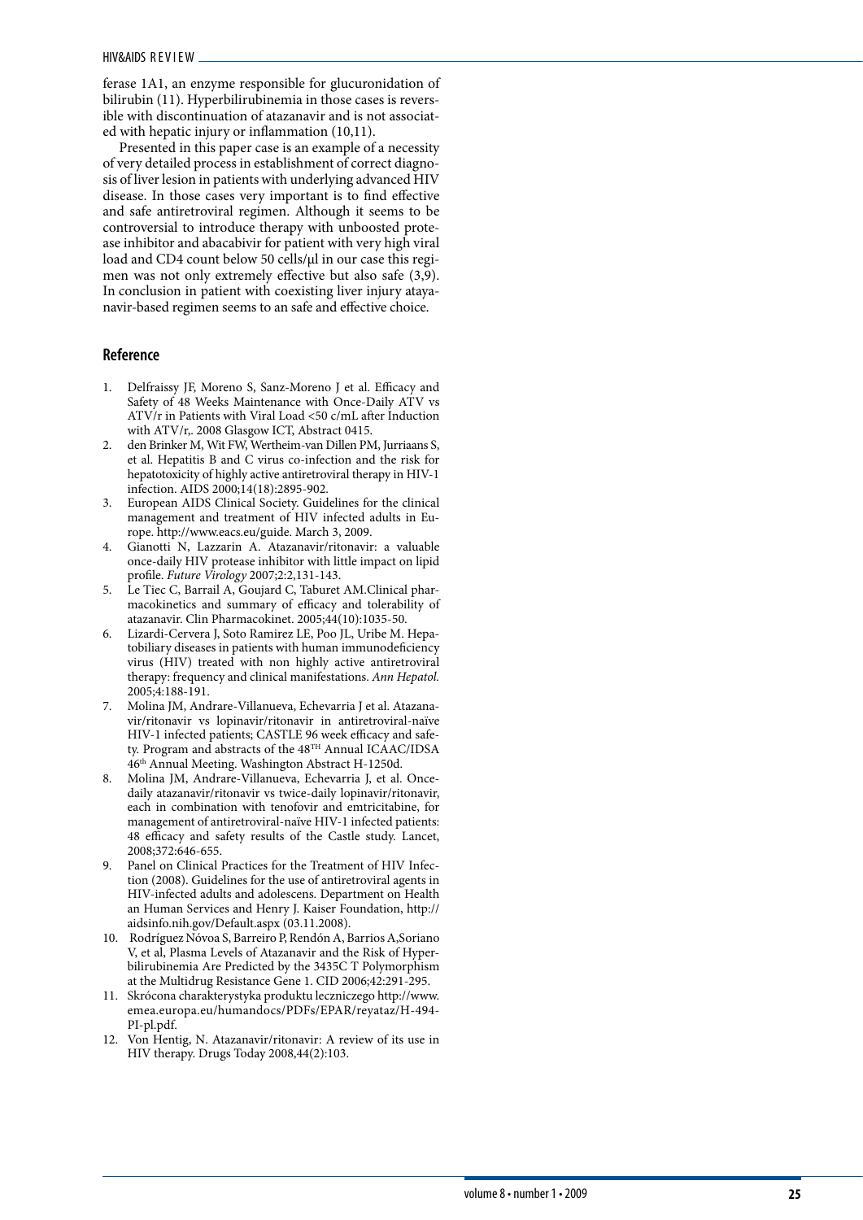ferase 1A1, an enzyme responsible for glucuronidation of bilirubin (11). Hyperbilirubinemia in those cases is reversible with discontinuation of atazanavir and is not associated with hepatic injury or inflammation (10,11).

Presented in this paper case is an example of a necessity of very detailed process in establishment of correct diagnosis of liver lesion in patients with underlying advanced HIV disease. In those cases very important is to find effective and safe antiretroviral regimen. Although it seems to be controversial to introduce therapy with unboosted protease inhibitor and abacabivir for patient with very high viral load and CD4 count below 50 cells/μl in our case this regimen was not only extremely effective but also safe (3,9). In conclusion in patient with coexisting liver injury atayanavir-based regimen seems to an safe and effective choice.

## Reference

1. Delfraissy JF, Moreno S, Sanz-Moreno J et al. Efficacy and Safety of 48 Weeks Maintenance with Once-Daily ATV vs ATV/r in Patients with Viral Load <50 c/mL after Induction with ATV/r,. 2008 Glasgow ICT, Abstract 0415.
2. den Brinker M, Wit FW, Wertheim-van Dillen PM, Jurriaans S, et al. Hepatitis B and C virus co-infection and the risk for hepatotoxicity of highly active antiretroviral therapy in HIV-1 infection. AIDS 2000;14(18):2895-902.
3. European AIDS Clinical Society. Guidelines for the clinical management and treatment of HIV infected adults in Europe. http://www.eacs.eu/guide. March 3, 2009.
4. Gianotti N, Lazzarin A. Atazanavir/ritonavir: a valuable once-daily HIV protease inhibitor with little impact on lipid profile. *Future Virology* 2007;2:2,131-143.
5. Le Tiec C, Barrail A, Goujard C, Taburet AM.Clinical pharmacokinetics and summary of efficacy and tolerability of atazanavir. Clin Pharmacokinet. 2005;44(10):1035-50.
6. Lizardi-Cervera J, Soto Ramirez LE, Poo JL, Uribe M. Hepatobiliary diseases in patients with human immunodeficiency virus (HIV) treated with non highly active antiretroviral therapy: frequency and clinical manifestations. *Ann Hepatol.* 2005;4:188-191.
7. Molina JM, Andrare-Villanueva, Echevarria J et al. Atazanavir/ritonavir vs lopinavir/ritonavir in antiretroviral-naïve HIV-1 infected patients; CASTLE 96 week efficacy and safety. Program and abstracts of the 48[TH] Annual ICAAC/IDSA 46[th] Annual Meeting. Washington Abstract H-1250d.
8. Molina JM, Andrare-Villanueva, Echevarria J, et al. Once-daily atazanavir/ritonavir vs twice-daily lopinavir/ritonavir, each in combination with tenofovir and emtricitabine, for management of antiretroviral-naïve HIV-1 infected patients: 48 efficacy and safety results of the Castle study. Lancet, 2008;372:646-655.
9. Panel on Clinical Practices for the Treatment of HIV Infection (2008). Guidelines for the use of antiretroviral agents in HIV-infected adults and adolescens. Department on Health an Human Services and Henry J. Kaiser Foundation, http://aidsinfo.nih.gov/Default.aspx (03.11.2008).
10. Rodríguez Nóvoa S, Barreiro P, Rendón A, Barrios A,Soriano V, et al, Plasma Levels of Atazanavir and the Risk of Hyperbilirubinemia Are Predicted by the 3435C T Polymorphism at the Multidrug Resistance Gene 1. CID 2006;42:291-295.
11. Skrócona charakterystyka produktu leczniczego http://www.emea.europa.eu/humandocs/PDFs/EPAR/reyataz/H-494-PI-pl.pdf.
12. Von Hentig, N. Atazanavir/ritonavir: A review of its use in HIV therapy. Drugs Today 2008,44(2):103.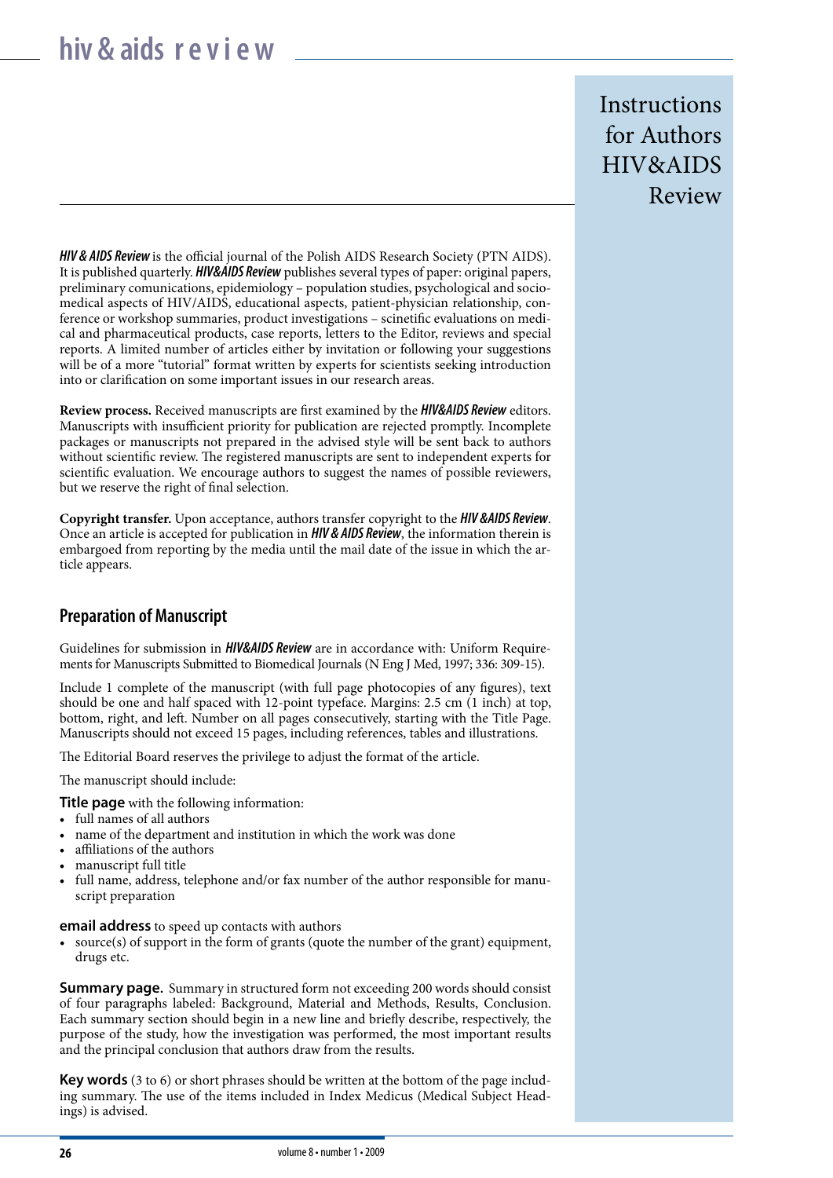# Instructions for Authors HIV&AIDS Review

***HIV & AIDS Review*** is the official journal of the Polish AIDS Research Society (PTN AIDS). It is published quarterly. ***HIV&AIDS Review*** publishes several types of paper: original papers, preliminary comunications, epidemiology – population studies, psychological and sociomedical aspects of HIV/AIDS, educational aspects, patient-physician relationship, conference or workshop summaries, product investigations – scinetific evaluations on medical and pharmaceutical products, case reports, letters to the Editor, reviews and special reports. A limited number of articles either by invitation or following your suggestions will be of a more "tutorial" format written by experts for scientists seeking introduction into or clarification on some important issues in our research areas.

**Review process.** Received manuscripts are first examined by the ***HIV&AIDS Review*** editors. Manuscripts with insufficient priority for publication are rejected promptly. Incomplete packages or manuscripts not prepared in the advised style will be sent back to authors without scientific review. The registered manuscripts are sent to independent experts for scientific evaluation. We encourage authors to suggest the names of possible reviewers, but we reserve the right of final selection.

**Copyright transfer.** Upon acceptance, authors transfer copyright to the ***HIV &AIDS Review***. Once an article is accepted for publication in ***HIV & AIDS Review***, the information therein is embargoed from reporting by the media until the mail date of the issue in which the article appears.

## Preparation of Manuscript

Guidelines for submission in ***HIV&AIDS Review*** are in accordance with: Uniform Requirements for Manuscripts Submitted to Biomedical Journals (N Eng J Med, 1997; 336: 309-15).

Include 1 complete of the manuscript (with full page photocopies of any figures), text should be one and half spaced with 12-point typeface. Margins: 2.5 cm (1 inch) at top, bottom, right, and left. Number on all pages consecutively, starting with the Title Page. Manuscripts should not exceed 15 pages, including references, tables and illustrations.

The Editorial Board reserves the privilege to adjust the format of the article.

The manuscript should include:

**Title page** with the following information:

- full names of all authors
- name of the department and institution in which the work was done
- affiliations of the authors
- manuscript full title
- full name, address, telephone and/or fax number of the author responsible for manuscript preparation

**email address** to speed up contacts with authors

- source(s) of support in the form of grants (quote the number of the grant) equipment, drugs etc.

**Summary page.** Summary in structured form not exceeding 200 words should consist of four paragraphs labeled: Background, Material and Methods, Results, Conclusion. Each summary section should begin in a new line and briefly describe, respectively, the purpose of the study, how the investigation was performed, the most important results and the principal conclusion that authors draw from the results.

**Key words** (3 to 6) or short phrases should be written at the bottom of the page including summary. The use of the items included in Index Medicus (Medical Subject Headings) is advised.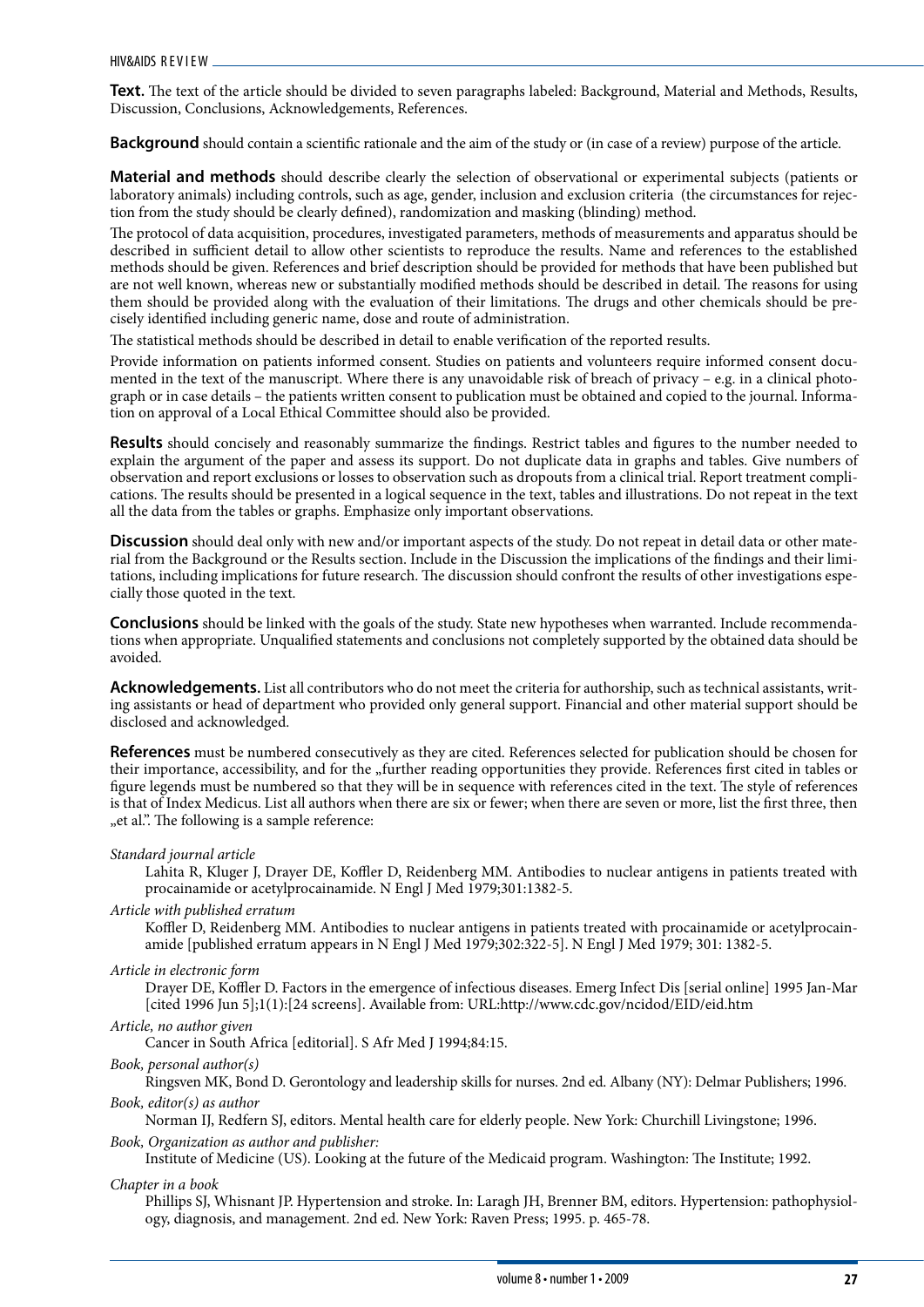**Text.** The text of the article should be divided to seven paragraphs labeled: Background, Material and Methods, Results, Discussion, Conclusions, Acknowledgements, References.

**Background** should contain a scientific rationale and the aim of the study or (in case of a review) purpose of the article.

**Material and methods** should describe clearly the selection of observational or experimental subjects (patients or laboratory animals) including controls, such as age, gender, inclusion and exclusion criteria (the circumstances for rejection from the study should be clearly defined), randomization and masking (blinding) method.

The protocol of data acquisition, procedures, investigated parameters, methods of measurements and apparatus should be described in sufficient detail to allow other scientists to reproduce the results. Name and references to the established methods should be given. References and brief description should be provided for methods that have been published but are not well known, whereas new or substantially modified methods should be described in detail. The reasons for using them should be provided along with the evaluation of their limitations. The drugs and other chemicals should be precisely identified including generic name, dose and route of administration.

The statistical methods should be described in detail to enable verification of the reported results.

Provide information on patients informed consent. Studies on patients and volunteers require informed consent documented in the text of the manuscript. Where there is any unavoidable risk of breach of privacy – e.g. in a clinical photograph or in case details – the patients written consent to publication must be obtained and copied to the journal. Information on approval of a Local Ethical Committee should also be provided.

**Results** should concisely and reasonably summarize the findings. Restrict tables and figures to the number needed to explain the argument of the paper and assess its support. Do not duplicate data in graphs and tables. Give numbers of observation and report exclusions or losses to observation such as dropouts from a clinical trial. Report treatment complications. The results should be presented in a logical sequence in the text, tables and illustrations. Do not repeat in the text all the data from the tables or graphs. Emphasize only important observations.

**Discussion** should deal only with new and/or important aspects of the study. Do not repeat in detail data or other material from the Background or the Results section. Include in the Discussion the implications of the findings and their limitations, including implications for future research. The discussion should confront the results of other investigations especially those quoted in the text.

**Conclusions** should be linked with the goals of the study. State new hypotheses when warranted. Include recommendations when appropriate. Unqualified statements and conclusions not completely supported by the obtained data should be avoided.

**Acknowledgements.** List all contributors who do not meet the criteria for authorship, such as technical assistants, writing assistants or head of department who provided only general support. Financial and other material support should be disclosed and acknowledged.

**References** must be numbered consecutively as they are cited. References selected for publication should be chosen for their importance, accessibility, and for the „further reading opportunities they provide. References first cited in tables or figure legends must be numbered so that they will be in sequence with references cited in the text. The style of references is that of Index Medicus. List all authors when there are six or fewer; when there are seven or more, list the first three, then „et al.". The following is a sample reference:

*Standard journal article*

Lahita R, Kluger J, Drayer DE, Koffler D, Reidenberg MM. Antibodies to nuclear antigens in patients treated with procainamide or acetylprocainamide. N Engl J Med 1979;301:1382-5.

*Article with published erratum*

Koffler D, Reidenberg MM. Antibodies to nuclear antigens in patients treated with procainamide or acetylprocainamide [published erratum appears in N Engl J Med 1979;302:322-5]. N Engl J Med 1979; 301: 1382-5.

*Article in electronic form*

Drayer DE, Koffler D. Factors in the emergence of infectious diseases. Emerg Infect Dis [serial online] 1995 Jan-Mar [cited 1996 Jun 5];1(1):[24 screens]. Available from: URL:http://www.cdc.gov/ncidod/EID/eid.htm

*Article, no author given*

Cancer in South Africa [editorial]. S Afr Med J 1994;84:15.

*Book, personal author(s)*

Ringsven MK, Bond D. Gerontology and leadership skills for nurses. 2nd ed. Albany (NY): Delmar Publishers; 1996.

*Book, editor(s) as author*

Norman IJ, Redfern SJ, editors. Mental health care for elderly people. New York: Churchill Livingstone; 1996.

*Book, Organization as author and publisher:*

Institute of Medicine (US). Looking at the future of the Medicaid program. Washington: The Institute; 1992.

*Chapter in a book*

Phillips SJ, Whisnant JP. Hypertension and stroke. In: Laragh JH, Brenner BM, editors. Hypertension: pathophysiology, diagnosis, and management. 2nd ed. New York: Raven Press; 1995. p. 465-78.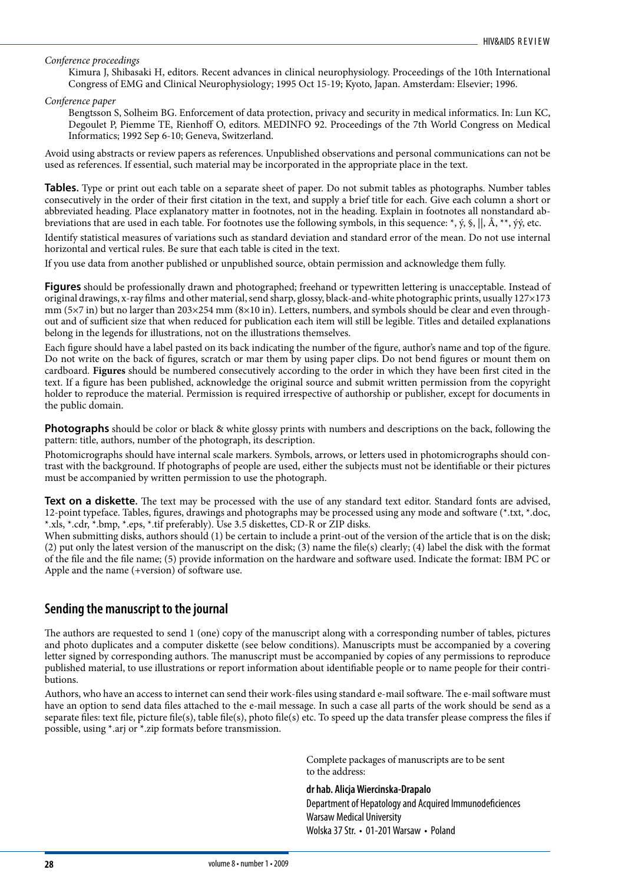*Conference proceedings*

Kimura J, Shibasaki H, editors. Recent advances in clinical neurophysiology. Proceedings of the 10th International Congress of EMG and Clinical Neurophysiology; 1995 Oct 15-19; Kyoto, Japan. Amsterdam: Elsevier; 1996.

*Conference paper*

Bengtsson S, Solheim BG. Enforcement of data protection, privacy and security in medical informatics. In: Lun KC, Degoulet P, Piemme TE, Rienhoff O, editors. MEDINFO 92. Proceedings of the 7th World Congress on Medical Informatics; 1992 Sep 6-10; Geneva, Switzerland.

Avoid using abstracts or review papers as references. Unpublished observations and personal communications can not be used as references. If essential, such material may be incorporated in the appropriate place in the text.

**Tables.** Type or print out each table on a separate sheet of paper. Do not submit tables as photographs. Number tables consecutively in the order of their first citation in the text, and supply a brief title for each. Give each column a short or abbreviated heading. Place explanatory matter in footnotes, not in the heading. Explain in footnotes all nonstandard abbreviations that are used in each table. For footnotes use the following symbols, in this sequence: *, ý, §, ||, Â, **, ýý, etc.

Identify statistical measures of variations such as standard deviation and standard error of the mean. Do not use internal horizontal and vertical rules. Be sure that each table is cited in the text.

If you use data from another published or unpublished source, obtain permission and acknowledge them fully.

**Figures** should be professionally drawn and photographed; freehand or typewritten lettering is unacceptable. Instead of original drawings, x-ray films and other material, send sharp, glossy, black-and-white photographic prints, usually 127×173 mm (5×7 in) but no larger than 203×254 mm (8×10 in). Letters, numbers, and symbols should be clear and even throughout and of sufficient size that when reduced for publication each item will still be legible. Titles and detailed explanations belong in the legends for illustrations, not on the illustrations themselves.

Each figure should have a label pasted on its back indicating the number of the figure, author's name and top of the figure. Do not write on the back of figures, scratch or mar them by using paper clips. Do not bend figures or mount them on cardboard. **Figures** should be numbered consecutively according to the order in which they have been first cited in the text. If a figure has been published, acknowledge the original source and submit written permission from the copyright holder to reproduce the material. Permission is required irrespective of authorship or publisher, except for documents in the public domain.

**Photographs** should be color or black & white glossy prints with numbers and descriptions on the back, following the pattern: title, authors, number of the photograph, its description.

Photomicrographs should have internal scale markers. Symbols, arrows, or letters used in photomicrographs should contrast with the background. If photographs of people are used, either the subjects must not be identifiable or their pictures must be accompanied by written permission to use the photograph.

**Text on a diskette.** The text may be processed with the use of any standard text editor. Standard fonts are advised, 12-point typeface. Tables, figures, drawings and photographs may be processed using any mode and software (*.txt, *.doc, *.xls, *.cdr, *.bmp, *.eps, *.tif preferably). Use 3.5 diskettes, CD-R or ZIP disks.

When submitting disks, authors should (1) be certain to include a print-out of the version of the article that is on the disk; (2) put only the latest version of the manuscript on the disk; (3) name the file(s) clearly; (4) label the disk with the format of the file and the file name; (5) provide information on the hardware and software used. Indicate the format: IBM PC or Apple and the name (+version) of software use.

## Sending the manuscript to the journal

The authors are requested to send 1 (one) copy of the manuscript along with a corresponding number of tables, pictures and photo duplicates and a computer diskette (see below conditions). Manuscripts must be accompanied by a covering letter signed by corresponding authors. The manuscript must be accompanied by copies of any permissions to reproduce published material, to use illustrations or report information about identifiable people or to name people for their contributions.

Authors, who have an access to internet can send their work-files using standard e-mail software. The e-mail software must have an option to send data files attached to the e-mail message. In such a case all parts of the work should be send as a separate files: text file, picture file(s), table file(s), photo file(s) etc. To speed up the data transfer please compress the files if possible, using *.arj or *.zip formats before transmission.

Complete packages of manuscripts are to be sent to the address:

**dr hab. Alicja Wiercinska-Drapalo**
Department of Hepatology and Acquired Immunodeficiences
Warsaw Medical University
Wolska 37 Str. • 01-201 Warsaw • Poland